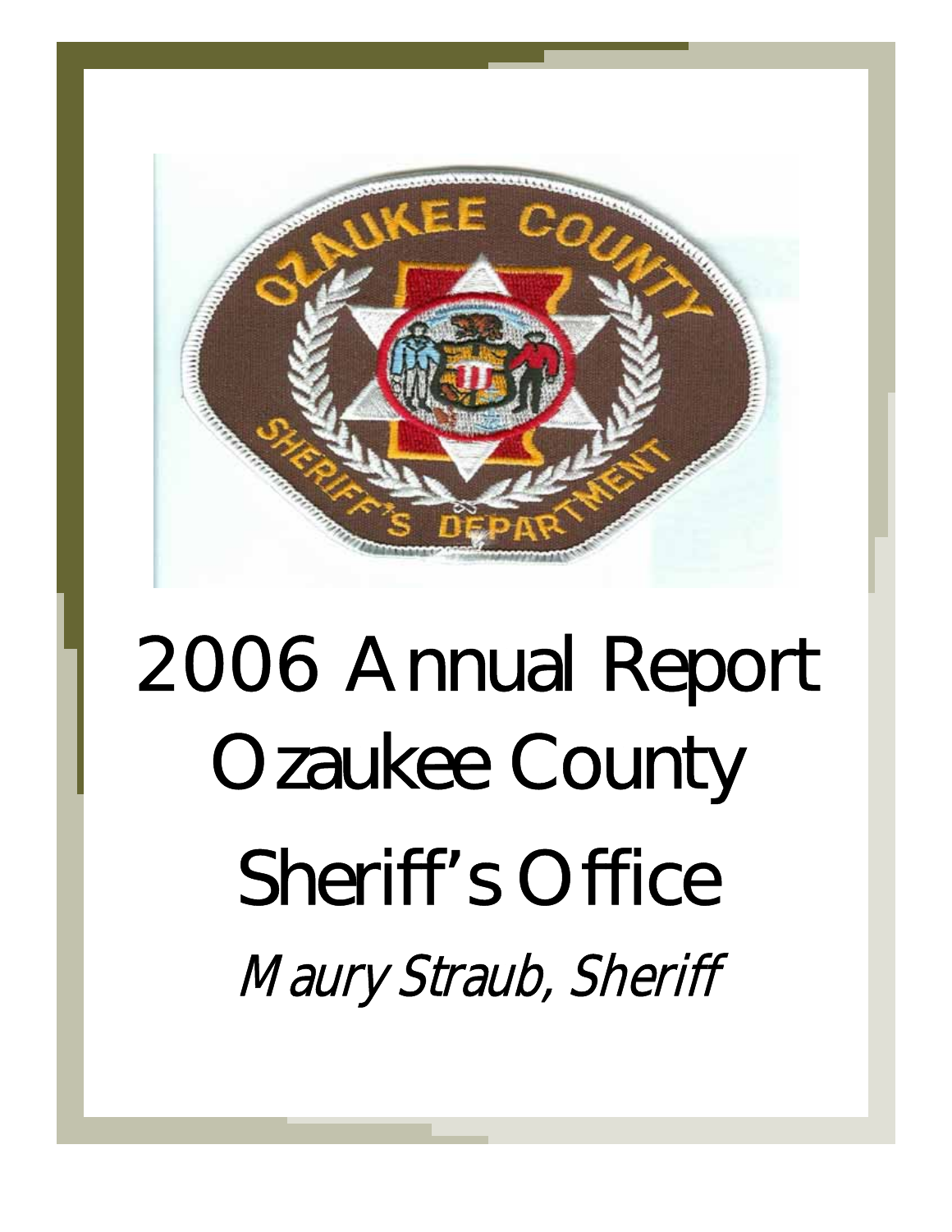# 2006 Annual Report Ozaukee County Sheriff's Office

*Maury Straub, Sheriff*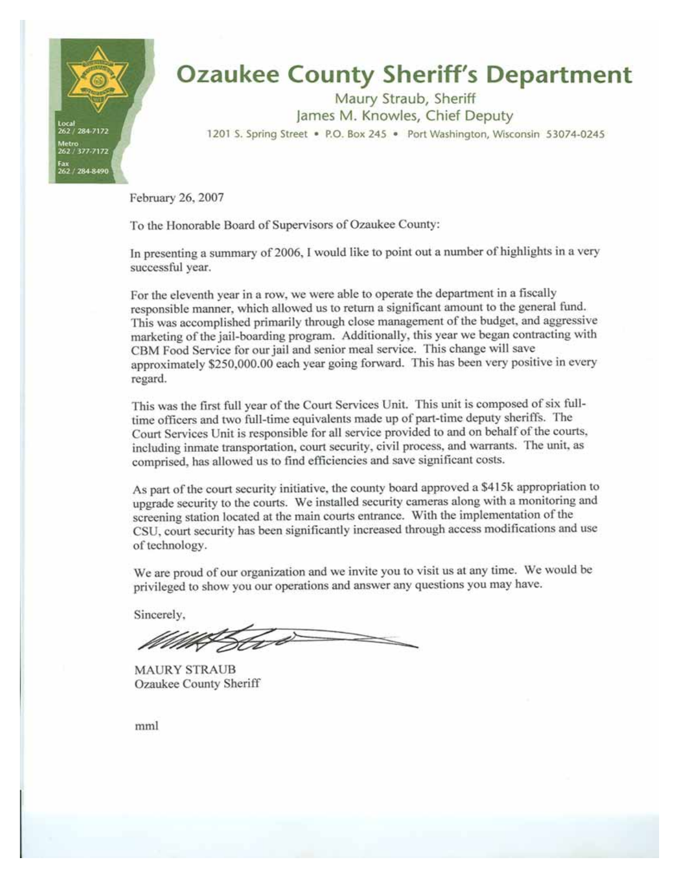# Ozaukee County Sheriff's Department

Maury Straub, Sheriff
James M. Knowles, Chief Deputy

1201 S. Spring Street • P.O. Box 245 • Port Washington, Wisconsin 53074-0245

Local 262 / 284-7172
Metro 262 / 377-7172
Fax 262 / 284-8490

February 26, 2007

To the Honorable Board of Supervisors of Ozaukee County:

In presenting a summary of 2006, I would like to point out a number of highlights in a very successful year.

For the eleventh year in a row, we were able to operate the department in a fiscally responsible manner, which allowed us to return a significant amount to the general fund. This was accomplished primarily through close management of the budget, and aggressive marketing of the jail-boarding program. Additionally, this year we began contracting with CBM Food Service for our jail and senior meal service. This change will save approximately $250,000.00 each year going forward. This has been very positive in every regard.

This was the first full year of the Court Services Unit. This unit is composed of six full-time officers and two full-time equivalents made up of part-time deputy sheriffs. The Court Services Unit is responsible for all service provided to and on behalf of the courts, including inmate transportation, court security, civil process, and warrants. The unit, as comprised, has allowed us to find efficiencies and save significant costs.

As part of the court security initiative, the county board approved a $415k appropriation to upgrade security to the courts. We installed security cameras along with a monitoring and screening station located at the main courts entrance. With the implementation of the CSU, court security has been significantly increased through access modifications and use of technology.

We are proud of our organization and we invite you to visit us at any time. We would be privileged to show you our operations and answer any questions you may have.

Sincerely,

MAURY STRAUB
Ozaukee County Sheriff

mml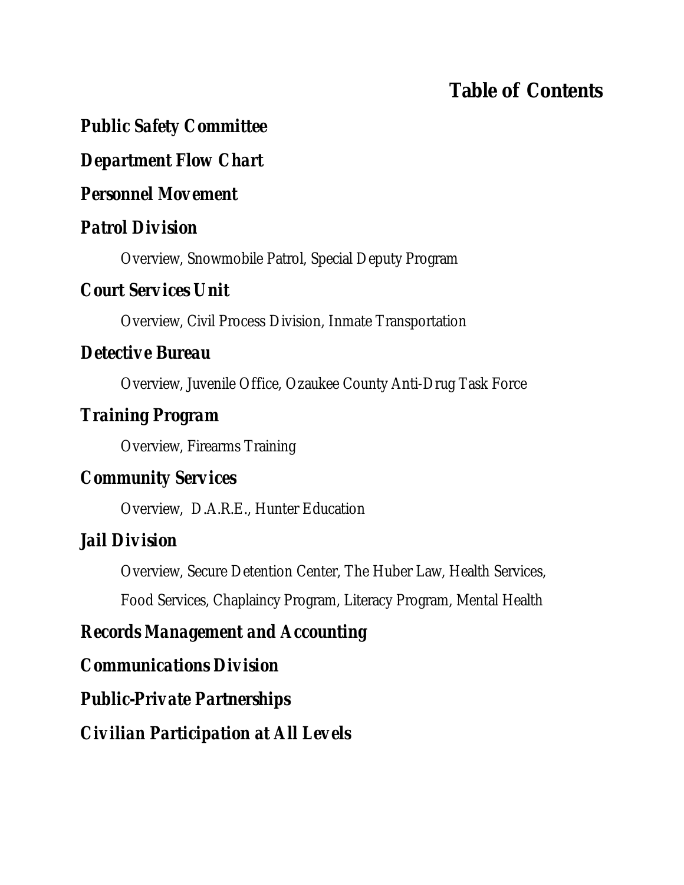# Table of Contents

## *Public Safety Committee*

## *Department Flow Chart*

## *Personnel Movement*

## *Patrol Division*

Overview, Snowmobile Patrol, Special Deputy Program

## *Court Services Unit*

Overview, Civil Process Division, Inmate Transportation

## *Detective Bureau*

Overview, Juvenile Office, Ozaukee County Anti-Drug Task Force

## *Training Program*

Overview, Firearms Training

## *Community Services*

Overview, D.A.R.E., Hunter Education

## *Jail Division*

Overview, Secure Detention Center, The Huber Law, Health Services, Food Services, Chaplaincy Program, Literacy Program, Mental Health

## *Records Management and Accounting*

## *Communications Division*

## *Public-Private Partnerships*

## *Civilian Participation at All Levels*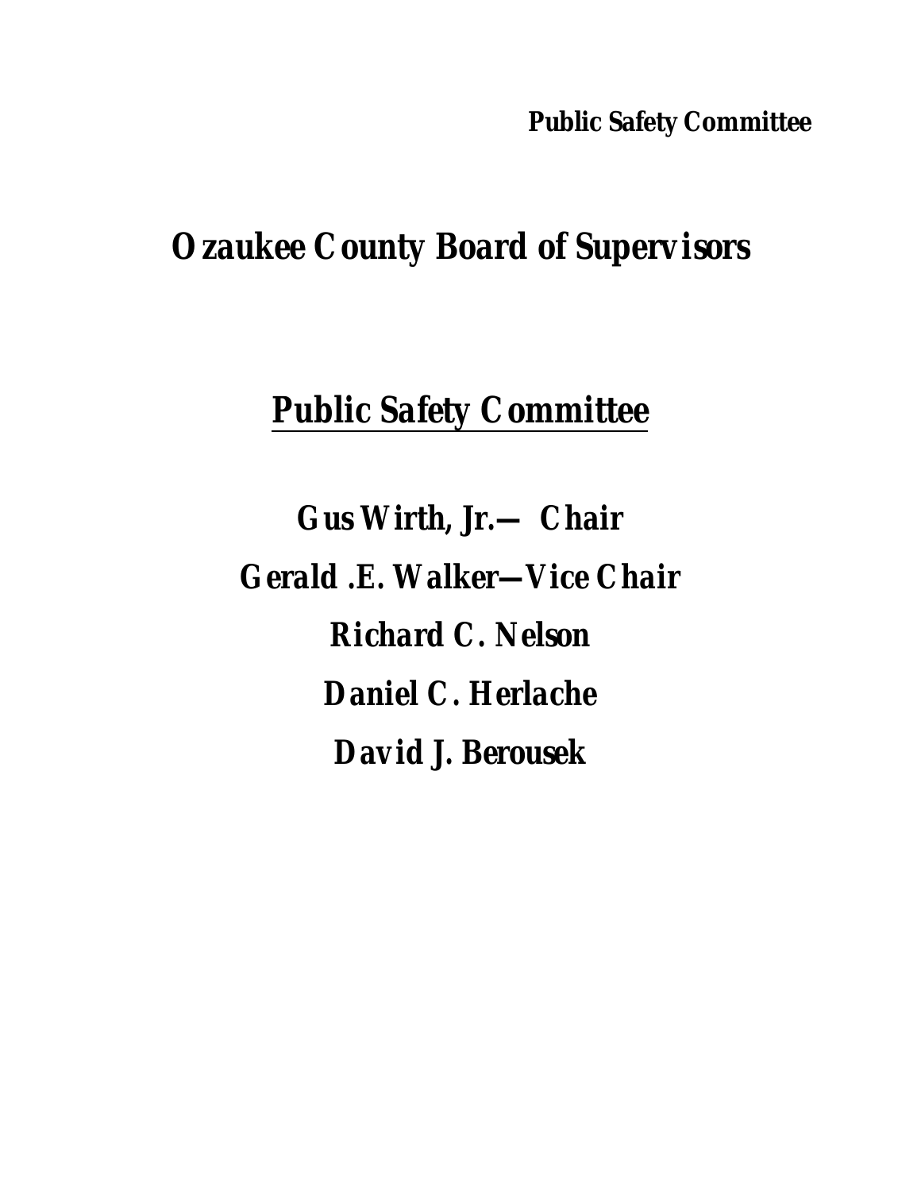# Ozaukee County Board of Supervisors

## Public Safety Committee

**Gus Wirth, Jr.— Chair**

**Gerald .E. Walker—Vice Chair**

**Richard C. Nelson**

**Daniel C. Herlache**

**David J. Berousek**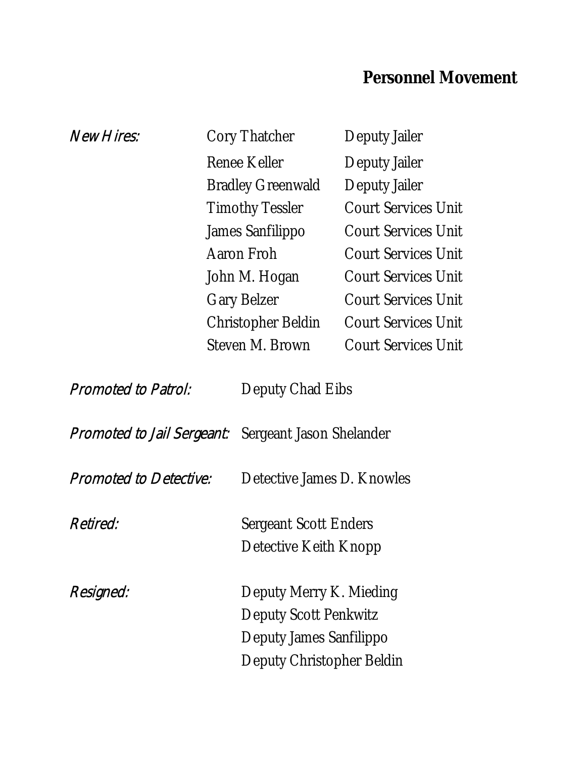## Personnel Movement

| *New Hires:* | Cory Thatcher | Deputy Jailer |
|---|---|---|
| | Renee Keller | Deputy Jailer |
| | Bradley Greenwald | Deputy Jailer |
| | Timothy Tessler | Court Services Unit |
| | James Sanfilippo | Court Services Unit |
| | Aaron Froh | Court Services Unit |
| | John M. Hogan | Court Services Unit |
| | Gary Belzer | Court Services Unit |
| | Christopher Beldin | Court Services Unit |
| | Steven M. Brown | Court Services Unit |

*Promoted to Patrol:* Deputy Chad Eibs

*Promoted to Jail Sergeant:* Sergeant Jason Shelander

*Promoted to Detective:* Detective James D. Knowles

*Retired:*
- Sergeant Scott Enders
- Detective Keith Knopp

*Resigned:*
- Deputy Merry K. Mieding
- Deputy Scott Penkwitz
- Deputy James Sanfilippo
- Deputy Christopher Beldin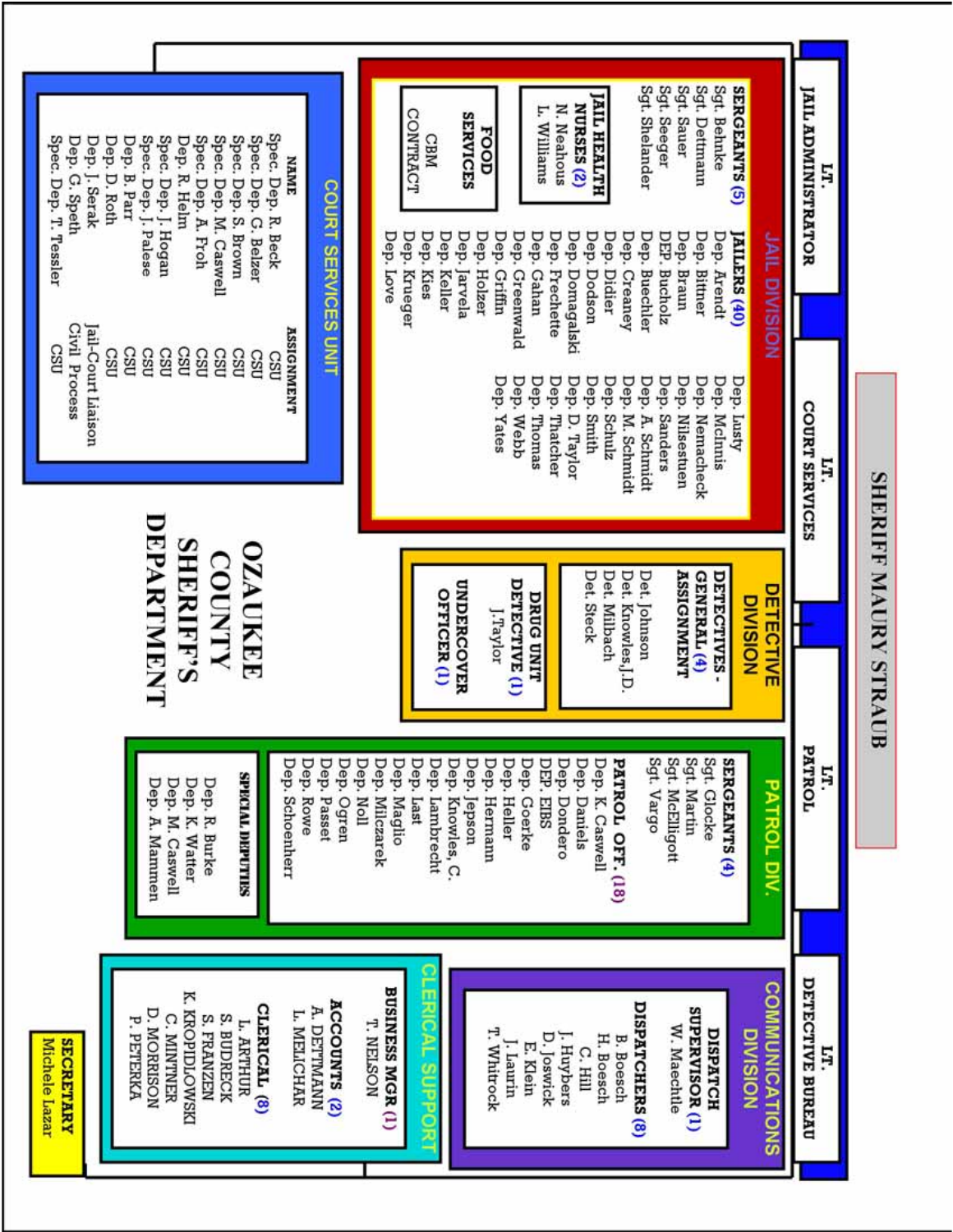# OZAUKEE COUNTY SHERIFF'S DEPARTMENT

## SHERIFF MAURY STRAUB

- LT. JAIL ADMINISTRATOR
- LT. COURT SERVICES
- LT. PATROL
- LT. DETECTIVE BUREAU

**SECRETARY**
Michele Lazar

## JAIL DIVISION

**SERGEANTS (5)**
- Sgt. Behnke
- Sgt. Dettmann
- Sgt. Sauer
- Sgt. Seeger
- Sgt. Shelander

**JAILERS (40)**
- Dep. Arendt
- Dep. Bittner
- Dep. Braun
- DEP. Bucholz
- Dep. Buechler
- Dep. Creaney
- Dep. Didier
- Dep. Dodson
- Dep. Domagalski
- Dep. Frechette
- Dep. Gahan
- Dep. Greenwald
- Dep. Griffin
- Dep. Holzer
- Dep. Jarvela
- Dep. Keller
- Dep. Kies
- Dep. Krueger
- Dep. Love
- Dep. Lusty
- Dep. McInnis
- Dep. Nemacheck
- Dep. Nilsestuen
- Dep. Sanders
- Dep. A. Schmidt
- Dep. M. Schmidt
- Dep. Schulz
- Dep. Smith
- Dep. D. Taylor
- Dep. Thatcher
- Dep. Thomas
- Dep. Webb
- Dep. Yates

**JAIL HEALTH NURSES (2)**
- N. Neahous
- L. Williams

**FOOD SERVICES**
- CBM CONTRACT

## COURT SERVICES UNIT

| NAME | ASSIGNMENT |
|---|---|
| Spec. Dep. R. Beck | CSU |
| Spec. Dep. G. Belzer | CSU |
| Spec. Dep. S. Brown | CSU |
| Spec. Dep. M. Caswell | CSU |
| Spec. Dep. A. Froh | CSU |
| Dep. R. Helm | CSU |
| Spec. Dep. J. Hogan | CSU |
| Spec. Dep. J. Palese | CSU |
| Dep. B. Parr | CSU |
| Dep. D. Roth | CSU |
| Dep. J. Serak | Jail-Court Liaison |
| Dep. G. Speth | Civil Process |
| Spec. Dep. T. Tessler | CSU |

## DETECTIVE DIVISION

**DETECTIVES - GENERAL (4) ASSIGNMENT**
- Det. Johnson
- Det. Knowles, J.D.
- Det. Millbach
- Det. Steck

**DRUG UNIT DETECTIVE (1)**
- J. Taylor

**UNDERCOVER OFFICER (1)**

## PATROL DIV.

**SERGEANTS (4)**
- Sgt. Glocke
- Sgt. Martin
- Sgt. McElligott
- Sgt. Vargo

**PATROL OFF. (18)**
- Dep. K. Caswell
- Dep. Daniels
- Dep. Dondero
- DEP. EIBS
- Dep. Goerke
- Dep. Heller
- Dep. Hermann
- Dep. Jepson
- Dep. Knowles, C.
- Dep. Lambrecht
- Dep. Last
- Dep. Maglio
- Dep. Milczarek
- Dep. Noll
- Dep. Ogren
- Dep. Passet
- Dep. Rowe
- Dep. Schoenherr

**SPECIAL DEPUTIES**
- Dep. R. Burke
- Dep. K. Watter
- Dep. M. Caswell
- Dep. A. Mammen

## COMMUNICATIONS DIVISION

**DISPATCH SUPERVISOR (1)**
- W. Maechtle

**DISPATCHERS (8)**
- B. Boesch
- H. Boesch
- C. Hill
- J. Huybers
- D. Joswick
- E. Klein
- J. Laurin
- T. Whitrock

## CLERICAL SUPPORT

**BUSINESS MGR (1)**
- T. NELSON

**ACCOUNTS (2)**
- A. DETTMANN
- L. MELICHAR

**CLERICAL (8)**
- L. ARTHUR
- S. BUDRECK
- S. FRANZEN
- K. KROPIDLOWSKI
- C. MINTNER
- D. MORRISON
- P. PETERKA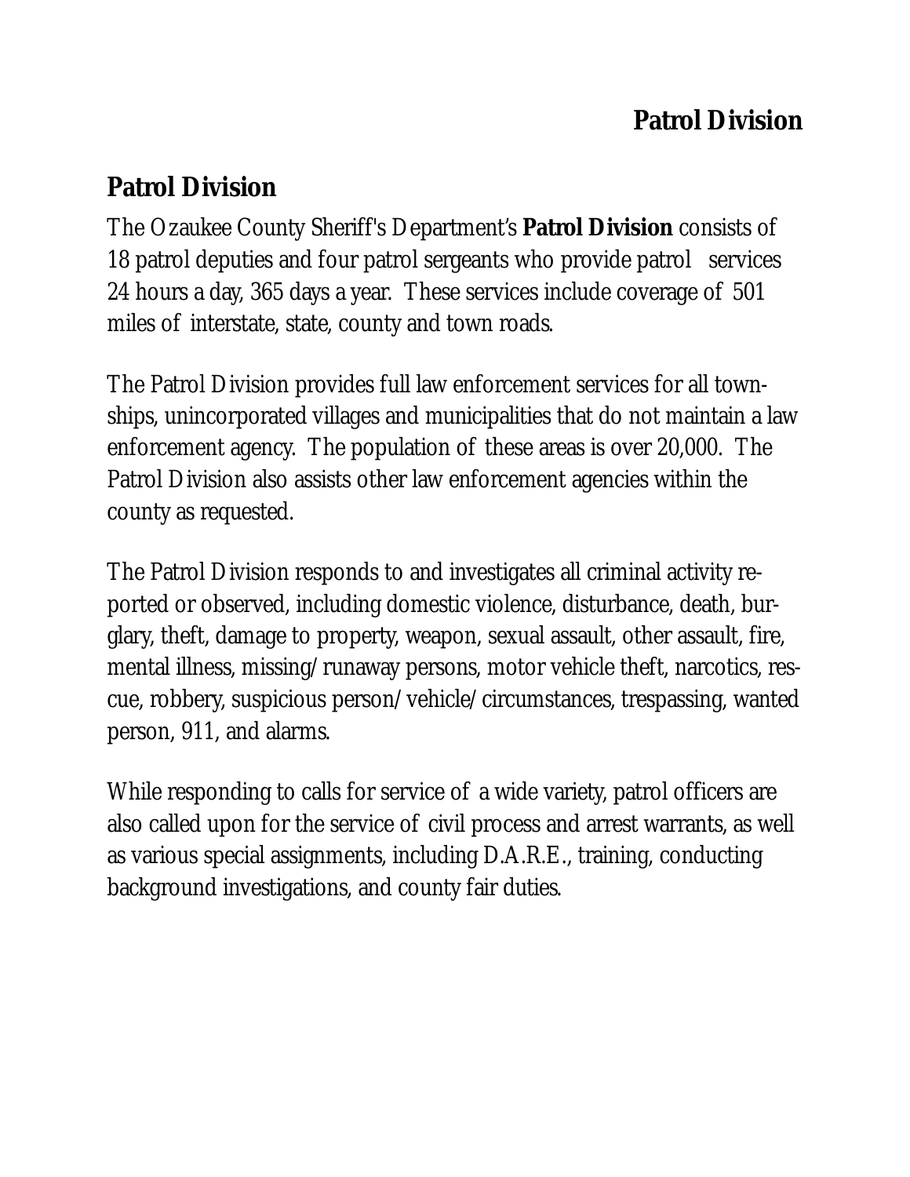## Patrol Division

The Ozaukee County Sheriff's Department's **Patrol Division** consists of 18 patrol deputies and four patrol sergeants who provide patrol services 24 hours a day, 365 days a year. These services include coverage of 501 miles of interstate, state, county and town roads.

The Patrol Division provides full law enforcement services for all townships, unincorporated villages and municipalities that do not maintain a law enforcement agency. The population of these areas is over 20,000. The Patrol Division also assists other law enforcement agencies within the county as requested.

The Patrol Division responds to and investigates all criminal activity reported or observed, including domestic violence, disturbance, death, burglary, theft, damage to property, weapon, sexual assault, other assault, fire, mental illness, missing/runaway persons, motor vehicle theft, narcotics, rescue, robbery, suspicious person/vehicle/circumstances, trespassing, wanted person, 911, and alarms.

While responding to calls for service of a wide variety, patrol officers are also called upon for the service of civil process and arrest warrants, as well as various special assignments, including D.A.R.E., training, conducting background investigations, and county fair duties.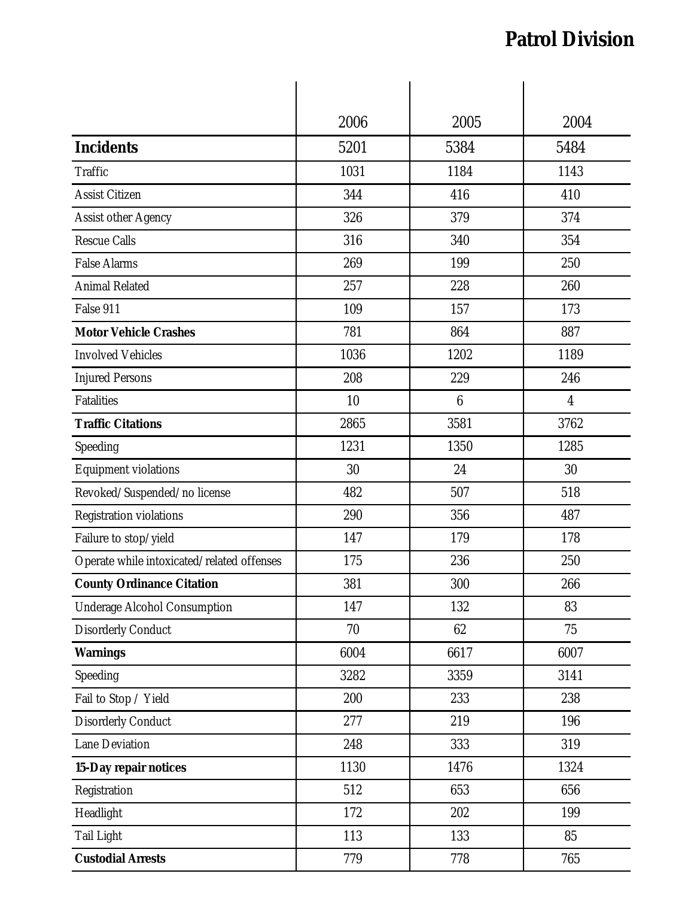# Patrol Division

| | 2006 | 2005 | 2004 |
|---|---|---|---|
| **Incidents** | 5201 | 5384 | 5484 |
| Traffic | 1031 | 1184 | 1143 |
| Assist Citizen | 344 | 416 | 410 |
| Assist other Agency | 326 | 379 | 374 |
| Rescue Calls | 316 | 340 | 354 |
| False Alarms | 269 | 199 | 250 |
| Animal Related | 257 | 228 | 260 |
| False 911 | 109 | 157 | 173 |
| **Motor Vehicle Crashes** | 781 | 864 | 887 |
| Involved Vehicles | 1036 | 1202 | 1189 |
| Injured Persons | 208 | 229 | 246 |
| Fatalities | 10 | 6 | 4 |
| **Traffic Citations** | 2865 | 3581 | 3762 |
| Speeding | 1231 | 1350 | 1285 |
| Equipment violations | 30 | 24 | 30 |
| Revoked/Suspended/no license | 482 | 507 | 518 |
| Registration violations | 290 | 356 | 487 |
| Failure to stop/yield | 147 | 179 | 178 |
| Operate while intoxicated/related offenses | 175 | 236 | 250 |
| **County Ordinance Citation** | 381 | 300 | 266 |
| Underage Alcohol Consumption | 147 | 132 | 83 |
| Disorderly Conduct | 70 | 62 | 75 |
| **Warnings** | 6004 | 6617 | 6007 |
| Speeding | 3282 | 3359 | 3141 |
| Fail to Stop / Yield | 200 | 233 | 238 |
| Disorderly Conduct | 277 | 219 | 196 |
| Lane Deviation | 248 | 333 | 319 |
| **15-Day repair notices** | 1130 | 1476 | 1324 |
| Registration | 512 | 653 | 656 |
| Headlight | 172 | 202 | 199 |
| Tail Light | 113 | 133 | 85 |
| **Custodial Arrests** | 779 | 778 | 765 |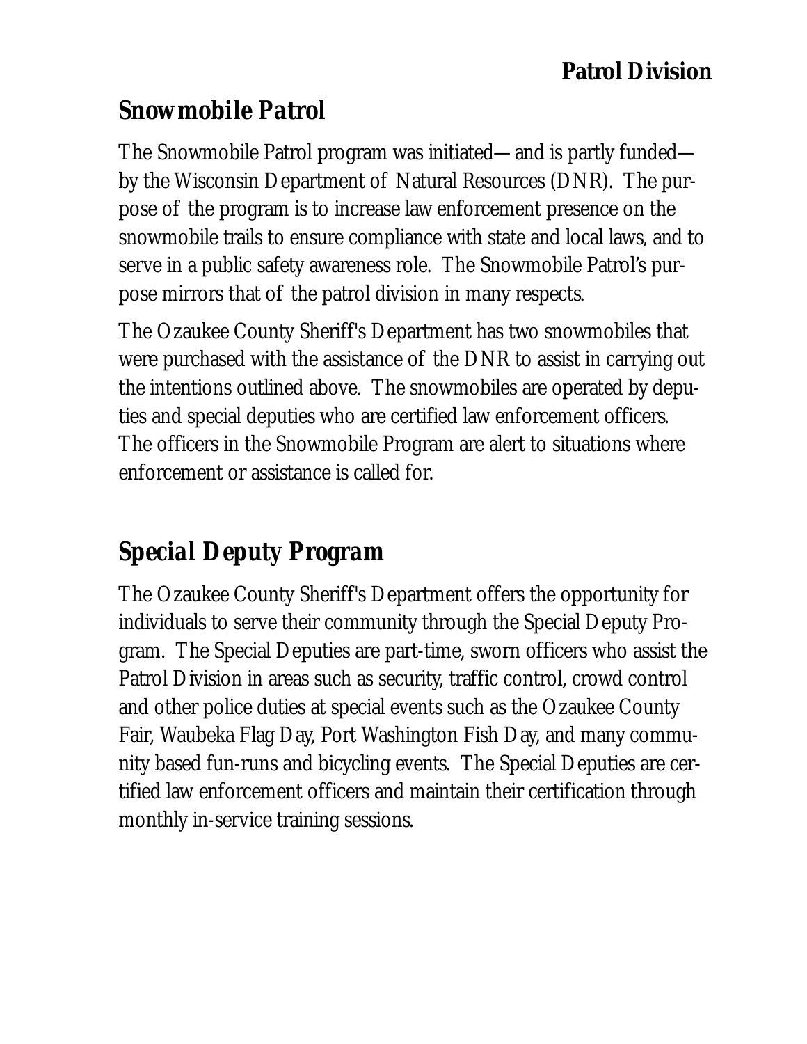## Snowmobile Patrol

The Snowmobile Patrol program was initiated—and is partly funded—by the Wisconsin Department of Natural Resources (DNR). The purpose of the program is to increase law enforcement presence on the snowmobile trails to ensure compliance with state and local laws, and to serve in a public safety awareness role. The Snowmobile Patrol's purpose mirrors that of the patrol division in many respects.

The Ozaukee County Sheriff's Department has two snowmobiles that were purchased with the assistance of the DNR to assist in carrying out the intentions outlined above. The snowmobiles are operated by deputies and special deputies who are certified law enforcement officers. The officers in the Snowmobile Program are alert to situations where enforcement or assistance is called for.

## Special Deputy Program

The Ozaukee County Sheriff's Department offers the opportunity for individuals to serve their community through the Special Deputy Program. The Special Deputies are part-time, sworn officers who assist the Patrol Division in areas such as security, traffic control, crowd control and other police duties at special events such as the Ozaukee County Fair, Waubeka Flag Day, Port Washington Fish Day, and many community based fun-runs and bicycling events. The Special Deputies are certified law enforcement officers and maintain their certification through monthly in-service training sessions.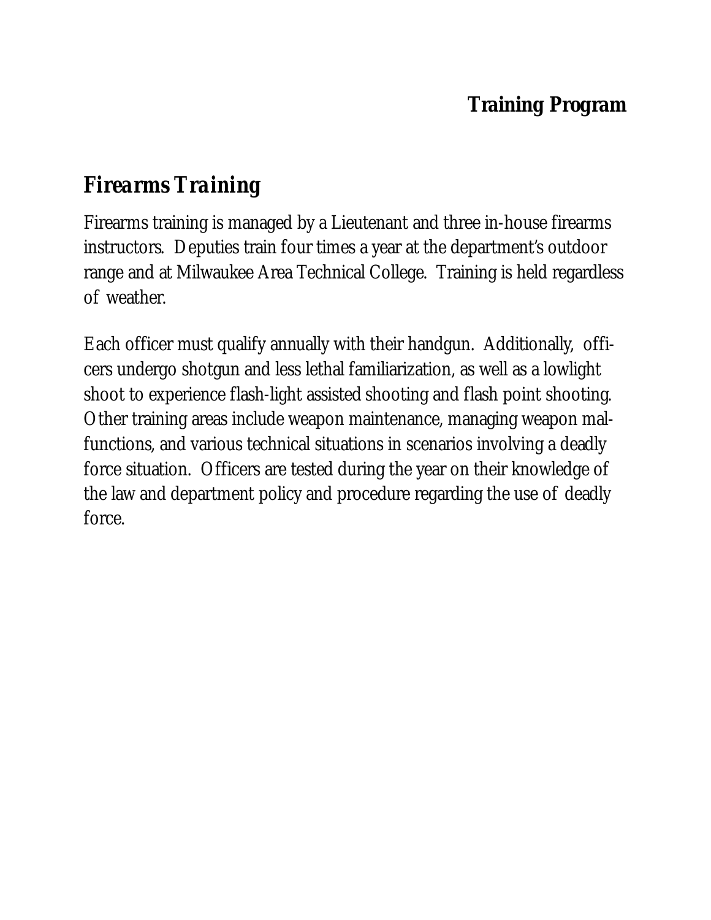# Training Program

## *Firearms Training*

Firearms training is managed by a Lieutenant and three in-house firearms instructors. Deputies train four times a year at the department's outdoor range and at Milwaukee Area Technical College. Training is held regardless of weather.

Each officer must qualify annually with their handgun. Additionally, officers undergo shotgun and less lethal familiarization, as well as a lowlight shoot to experience flash-light assisted shooting and flash point shooting. Other training areas include weapon maintenance, managing weapon malfunctions, and various technical situations in scenarios involving a deadly force situation. Officers are tested during the year on their knowledge of the law and department policy and procedure regarding the use of deadly force.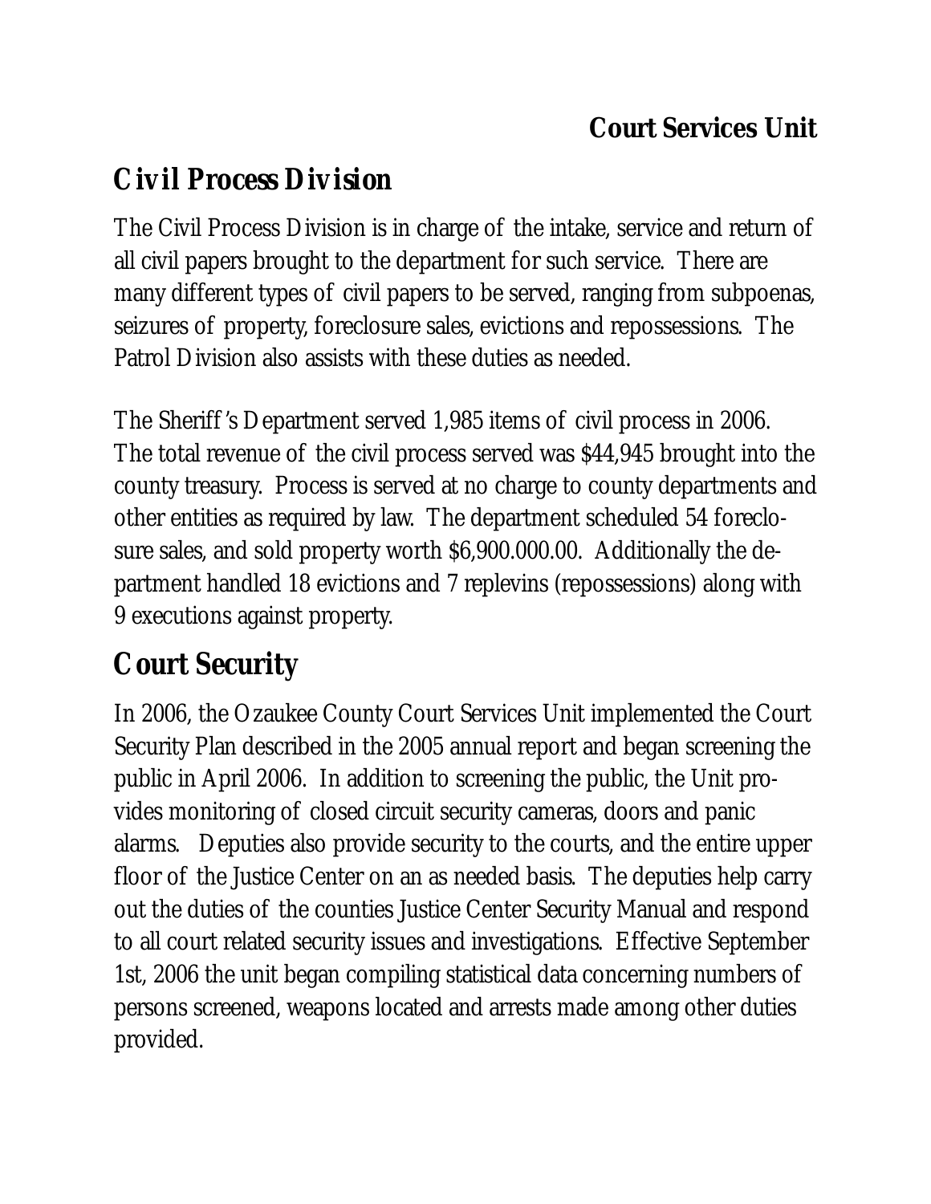## Court Services Unit

## *Civil Process Division*

The Civil Process Division is in charge of the intake, service and return of all civil papers brought to the department for such service. There are many different types of civil papers to be served, ranging from subpoenas, seizures of property, foreclosure sales, evictions and repossessions. The Patrol Division also assists with these duties as needed.

The Sheriff's Department served 1,985 items of civil process in 2006. The total revenue of the civil process served was $44,945 brought into the county treasury. Process is served at no charge to county departments and other entities as required by law. The department scheduled 54 foreclosure sales, and sold property worth $6,900.000.00. Additionally the department handled 18 evictions and 7 replevins (repossessions) along with 9 executions against property.

## Court Security

In 2006, the Ozaukee County Court Services Unit implemented the Court Security Plan described in the 2005 annual report and began screening the public in April 2006. In addition to screening the public, the Unit provides monitoring of closed circuit security cameras, doors and panic alarms. Deputies also provide security to the courts, and the entire upper floor of the Justice Center on an as needed basis. The deputies help carry out the duties of the counties Justice Center Security Manual and respond to all court related security issues and investigations. Effective September 1st, 2006 the unit began compiling statistical data concerning numbers of persons screened, weapons located and arrests made among other duties provided.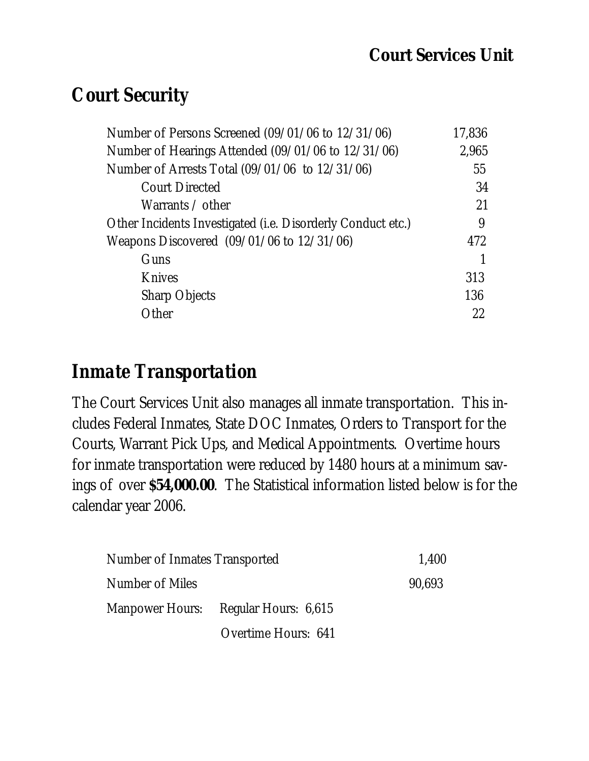# Court Services Unit

## Court Security

| | |
|---|---|
| Number of Persons Screened (09/01/06 to 12/31/06) | 17,836 |
| Number of Hearings Attended (09/01/06 to 12/31/06) | 2,965 |
| Number of Arrests Total (09/01/06 to 12/31/06) | 55 |
| Court Directed | 34 |
| Warrants / other | 21 |
| Other Incidents Investigated (i.e. Disorderly Conduct etc.) | 9 |
| Weapons Discovered (09/01/06 to 12/31/06) | 472 |
| Guns | 1 |
| Knives | 313 |
| Sharp Objects | 136 |
| Other | 22 |

## Inmate Transportation

The Court Services Unit also manages all inmate transportation. This includes Federal Inmates, State DOC Inmates, Orders to Transport for the Courts, Warrant Pick Ups, and Medical Appointments. Overtime hours for inmate transportation were reduced by 1480 hours at a minimum savings of over **$54,000.00**. The Statistical information listed below is for the calendar year 2006.

| | | |
|---|---|---|
| Number of Inmates Transported | | 1,400 |
| Number of Miles | | 90,693 |
| Manpower Hours: | Regular Hours: 6,615 | |
| | Overtime Hours: 641 | |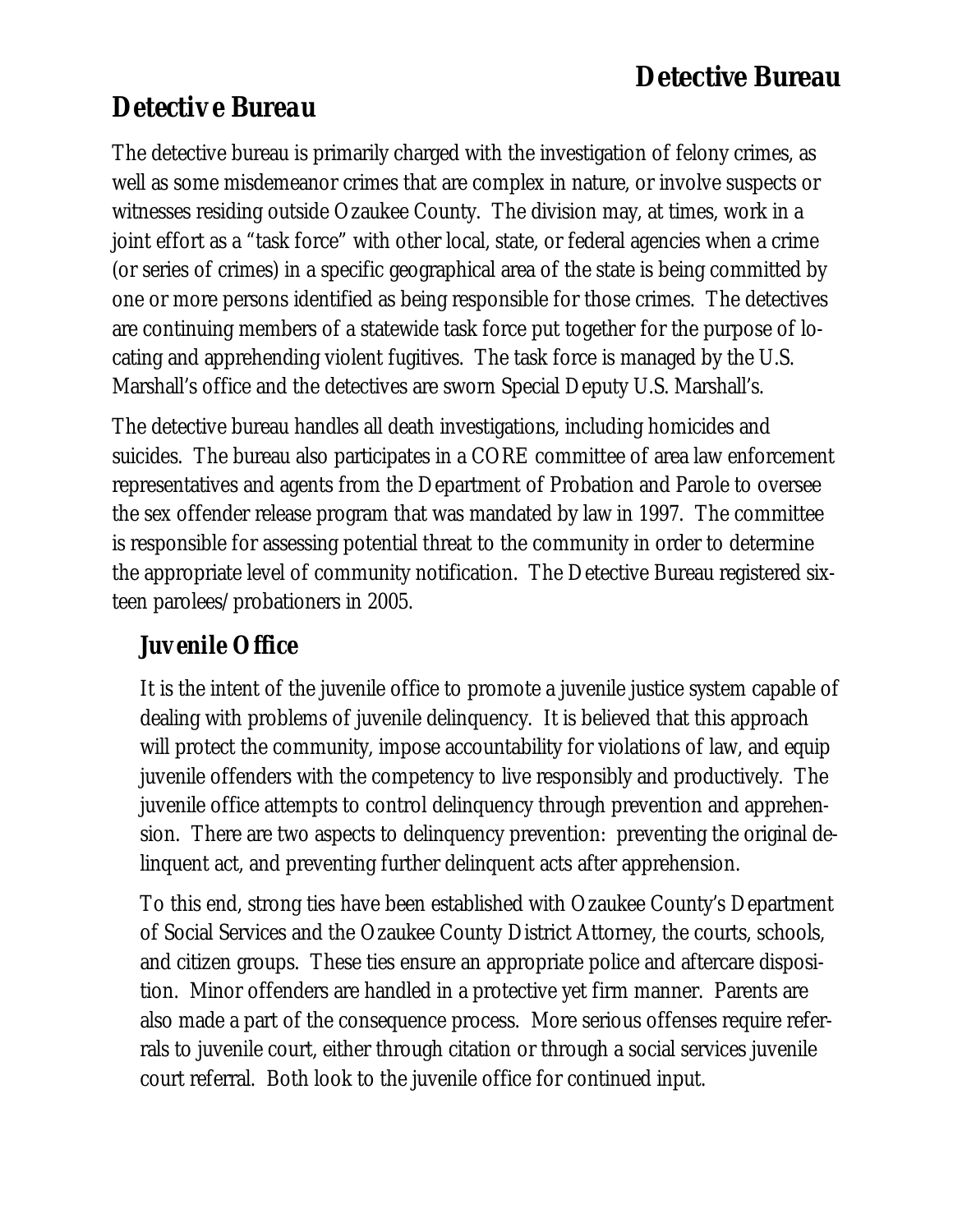## Detective Bureau

The detective bureau is primarily charged with the investigation of felony crimes, as well as some misdemeanor crimes that are complex in nature, or involve suspects or witnesses residing outside Ozaukee County. The division may, at times, work in a joint effort as a "task force" with other local, state, or federal agencies when a crime (or series of crimes) in a specific geographical area of the state is being committed by one or more persons identified as being responsible for those crimes. The detectives are continuing members of a statewide task force put together for the purpose of locating and apprehending violent fugitives. The task force is managed by the U.S. Marshall's office and the detectives are sworn Special Deputy U.S. Marshall's.

The detective bureau handles all death investigations, including homicides and suicides. The bureau also participates in a CORE committee of area law enforcement representatives and agents from the Department of Probation and Parole to oversee the sex offender release program that was mandated by law in 1997. The committee is responsible for assessing potential threat to the community in order to determine the appropriate level of community notification. The Detective Bureau registered sixteen parolees/probationers in 2005.

### Juvenile Office

It is the intent of the juvenile office to promote a juvenile justice system capable of dealing with problems of juvenile delinquency. It is believed that this approach will protect the community, impose accountability for violations of law, and equip juvenile offenders with the competency to live responsibly and productively. The juvenile office attempts to control delinquency through prevention and apprehension. There are two aspects to delinquency prevention: preventing the original delinquent act, and preventing further delinquent acts after apprehension.

To this end, strong ties have been established with Ozaukee County's Department of Social Services and the Ozaukee County District Attorney, the courts, schools, and citizen groups. These ties ensure an appropriate police and aftercare disposition. Minor offenders are handled in a protective yet firm manner. Parents are also made a part of the consequence process. More serious offenses require referrals to juvenile court, either through citation or through a social services juvenile court referral. Both look to the juvenile office for continued input.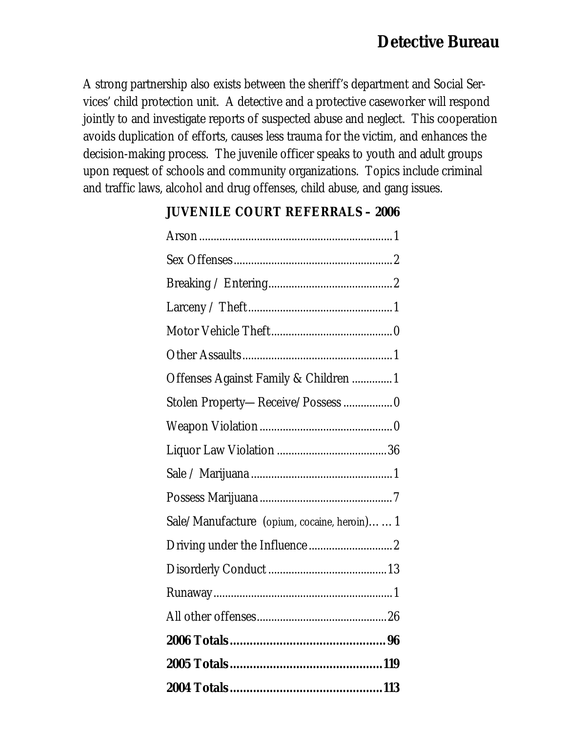## Detective Bureau

A strong partnership also exists between the sheriff's department and Social Services' child protection unit. A detective and a protective caseworker will respond jointly to and investigate reports of suspected abuse and neglect. This cooperation avoids duplication of efforts, causes less trauma for the victim, and enhances the decision-making process. The juvenile officer speaks to youth and adult groups upon request of schools and community organizations. Topics include criminal and traffic laws, alcohol and drug offenses, child abuse, and gang issues.

**JUVENILE COURT REFERRALS – 2006**

| Offense | Count |
|---|---|
| Arson | 1 |
| Sex Offenses | 2 |
| Breaking / Entering | 2 |
| Larceny / Theft | 1 |
| Motor Vehicle Theft | 0 |
| Other Assaults | 1 |
| Offenses Against Family & Children | 1 |
| Stolen Property—Receive/Possess | 0 |
| Weapon Violation | 0 |
| Liquor Law Violation | 36 |
| Sale / Marijuana | 1 |
| Possess Marijuana | 7 |
| Sale/Manufacture (opium, cocaine, heroin) | 1 |
| Driving under the Influence | 2 |
| Disorderly Conduct | 13 |
| Runaway | 1 |
| All other offenses | 26 |
| **2006 Totals** | **96** |
| **2005 Totals** | **119** |
| **2004 Totals** | **113** |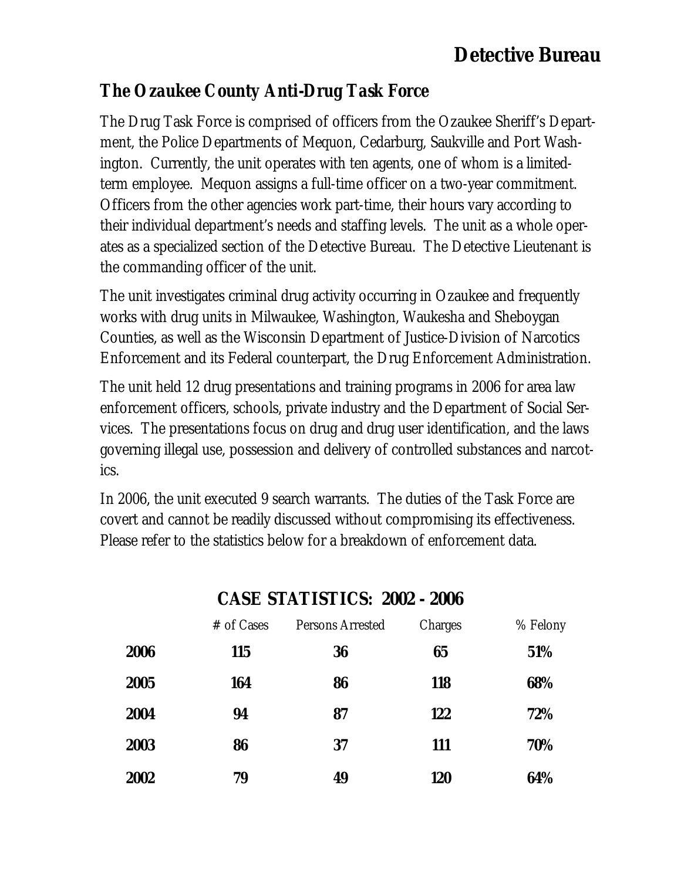# Detective Bureau

## The Ozaukee County Anti-Drug Task Force

The Drug Task Force is comprised of officers from the Ozaukee Sheriff's Department, the Police Departments of Mequon, Cedarburg, Saukville and Port Washington. Currently, the unit operates with ten agents, one of whom is a limited-term employee. Mequon assigns a full-time officer on a two-year commitment. Officers from the other agencies work part-time, their hours vary according to their individual department's needs and staffing levels. The unit as a whole operates as a specialized section of the Detective Bureau. The Detective Lieutenant is the commanding officer of the unit.

The unit investigates criminal drug activity occurring in Ozaukee and frequently works with drug units in Milwaukee, Washington, Waukesha and Sheboygan Counties, as well as the Wisconsin Department of Justice-Division of Narcotics Enforcement and its Federal counterpart, the Drug Enforcement Administration.

The unit held 12 drug presentations and training programs in 2006 for area law enforcement officers, schools, private industry and the Department of Social Services. The presentations focus on drug and drug user identification, and the laws governing illegal use, possession and delivery of controlled substances and narcotics.

In 2006, the unit executed 9 search warrants. The duties of the Task Force are covert and cannot be readily discussed without compromising its effectiveness. Please refer to the statistics below for a breakdown of enforcement data.

### CASE STATISTICS: 2002 - 2006

| | # of Cases | Persons Arrested | Charges | % Felony |
|---|---|---|---|---|
| **2006** | **115** | **36** | **65** | **51%** |
| **2005** | **164** | **86** | **118** | **68%** |
| **2004** | **94** | **87** | **122** | **72%** |
| **2003** | **86** | **37** | **111** | **70%** |
| **2002** | **79** | **49** | **120** | **64%** |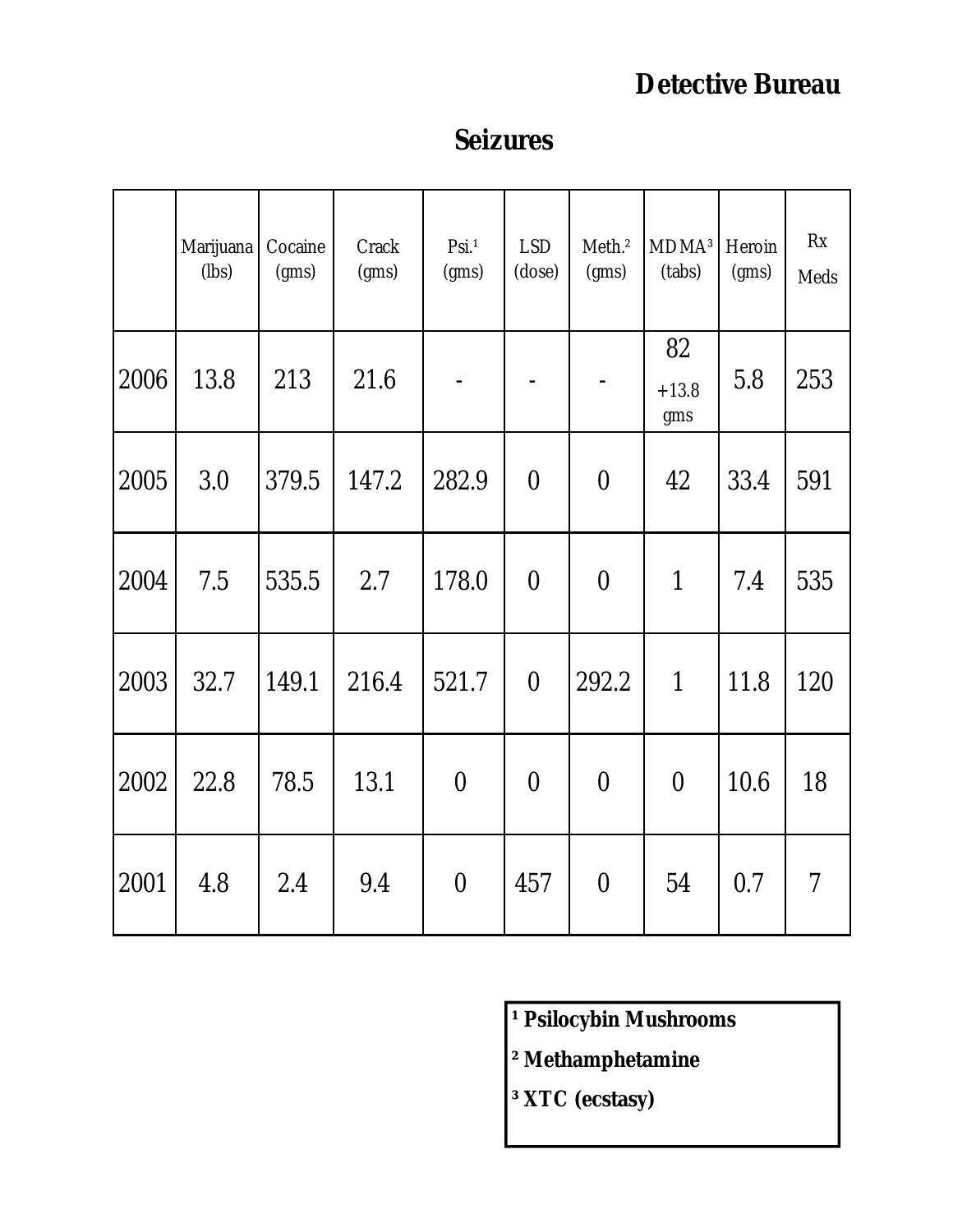## Detective Bureau

### Seizures

| | Marijuana (lbs) | Cocaine (gms) | Crack (gms) | Psi.[1] (gms) | LSD (dose) | Meth.[2] (gms) | MDMA[3] (tabs) | Heroin (gms) | Rx Meds |
|---|---|---|---|---|---|---|---|---|---|
| 2006 | 13.8 | 213 | 21.6 | - | - | - | 82 +13.8 gms | 5.8 | 253 |
| 2005 | 3.0 | 379.5 | 147.2 | 282.9 | 0 | 0 | 42 | 33.4 | 591 |
| 2004 | 7.5 | 535.5 | 2.7 | 178.0 | 0 | 0 | 1 | 7.4 | 535 |
| 2003 | 32.7 | 149.1 | 216.4 | 521.7 | 0 | 292.2 | 1 | 11.8 | 120 |
| 2002 | 22.8 | 78.5 | 13.1 | 0 | 0 | 0 | 0 | 10.6 | 18 |
| 2001 | 4.8 | 2.4 | 9.4 | 0 | 457 | 0 | 54 | 0.7 | 7 |

**[1] Psilocybin Mushrooms**

**[2] Methamphetamine**

**[3] XTC (ecstasy)**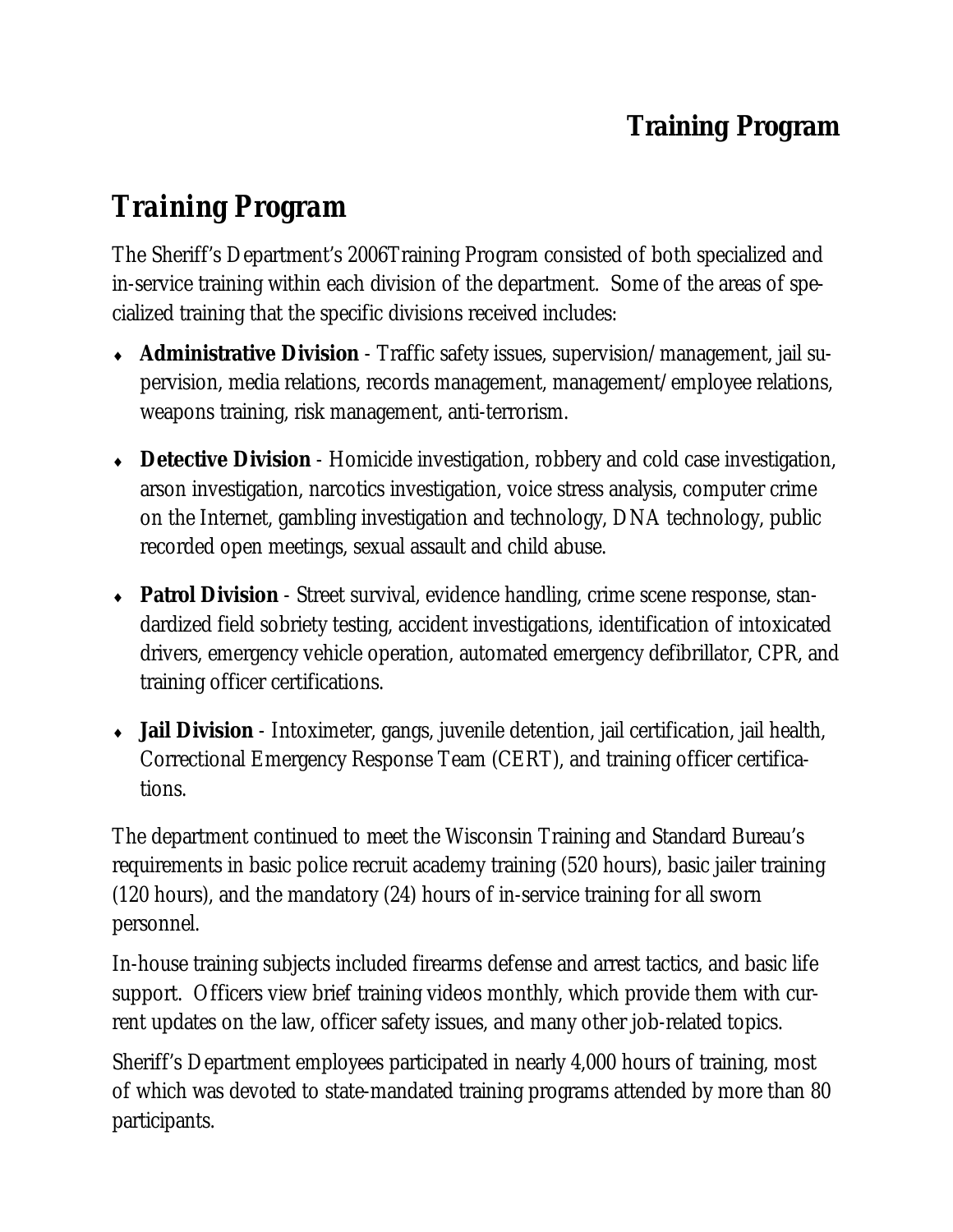# Training Program

The Sheriff's Department's 2006Training Program consisted of both specialized and in-service training within each division of the department. Some of the areas of specialized training that the specific divisions received includes:

- **Administrative Division** - Traffic safety issues, supervision/management, jail supervision, media relations, records management, management/employee relations, weapons training, risk management, anti-terrorism.
- **Detective Division** - Homicide investigation, robbery and cold case investigation, arson investigation, narcotics investigation, voice stress analysis, computer crime on the Internet, gambling investigation and technology, DNA technology, public recorded open meetings, sexual assault and child abuse.
- **Patrol Division** - Street survival, evidence handling, crime scene response, standardized field sobriety testing, accident investigations, identification of intoxicated drivers, emergency vehicle operation, automated emergency defibrillator, CPR, and training officer certifications.
- **Jail Division** - Intoximeter, gangs, juvenile detention, jail certification, jail health, Correctional Emergency Response Team (CERT), and training officer certifications.

The department continued to meet the Wisconsin Training and Standard Bureau's requirements in basic police recruit academy training (520 hours), basic jailer training (120 hours), and the mandatory (24) hours of in-service training for all sworn personnel.

In-house training subjects included firearms defense and arrest tactics, and basic life support. Officers view brief training videos monthly, which provide them with current updates on the law, officer safety issues, and many other job-related topics.

Sheriff's Department employees participated in nearly 4,000 hours of training, most of which was devoted to state-mandated training programs attended by more than 80 participants.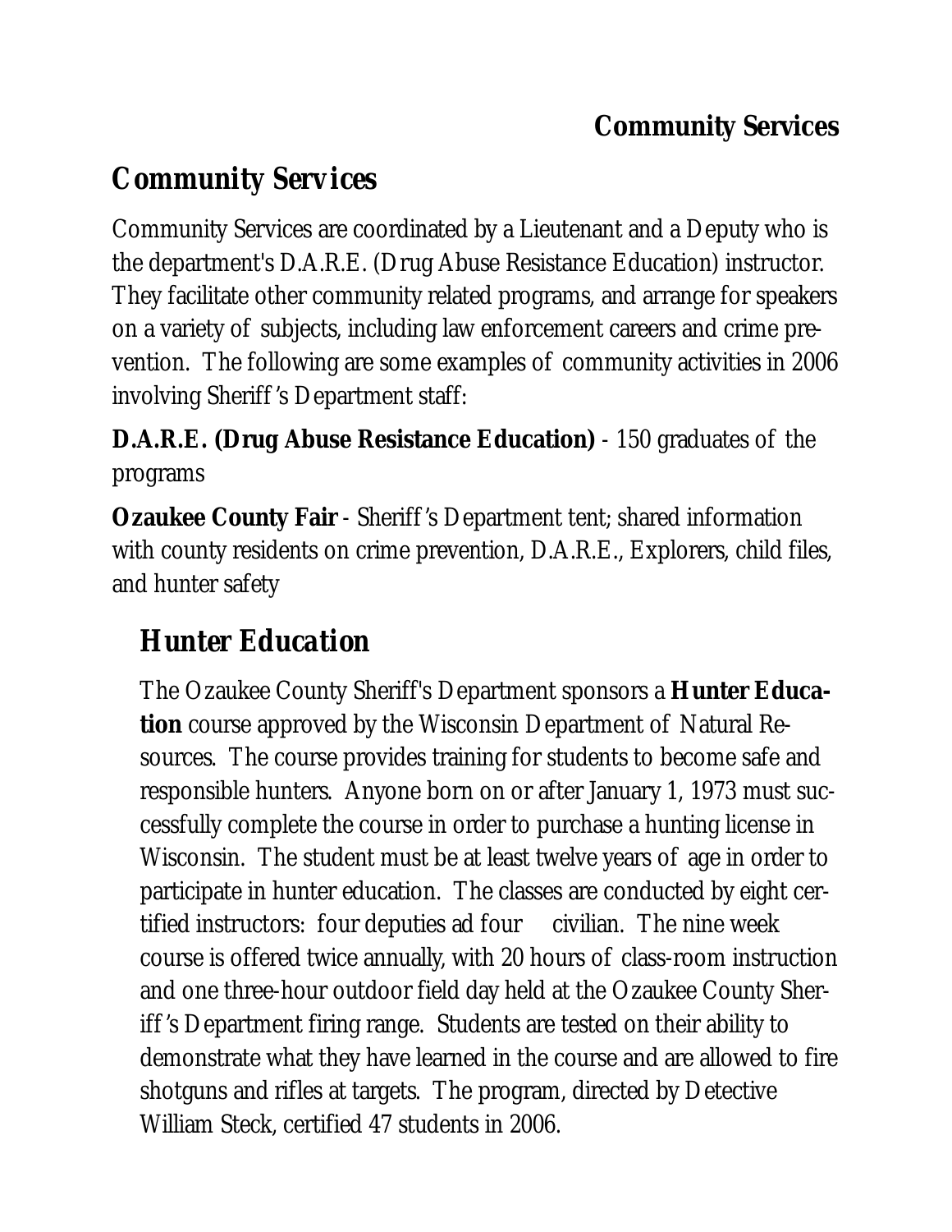## Community Services

Community Services are coordinated by a Lieutenant and a Deputy who is the department's D.A.R.E. (Drug Abuse Resistance Education) instructor. They facilitate other community related programs, and arrange for speakers on a variety of subjects, including law enforcement careers and crime prevention. The following are some examples of community activities in 2006 involving Sheriff's Department staff:

**D.A.R.E. (Drug Abuse Resistance Education)** - 150 graduates of the programs

**Ozaukee County Fair** - Sheriff's Department tent; shared information with county residents on crime prevention, D.A.R.E., Explorers, child files, and hunter safety

## Hunter Education

The Ozaukee County Sheriff's Department sponsors a **Hunter Education** course approved by the Wisconsin Department of Natural Resources. The course provides training for students to become safe and responsible hunters. Anyone born on or after January 1, 1973 must successfully complete the course in order to purchase a hunting license in Wisconsin. The student must be at least twelve years of age in order to participate in hunter education. The classes are conducted by eight certified instructors: four deputies ad four civilian. The nine week course is offered twice annually, with 20 hours of class-room instruction and one three-hour outdoor field day held at the Ozaukee County Sheriff's Department firing range. Students are tested on their ability to demonstrate what they have learned in the course and are allowed to fire shotguns and rifles at targets. The program, directed by Detective William Steck, certified 47 students in 2006.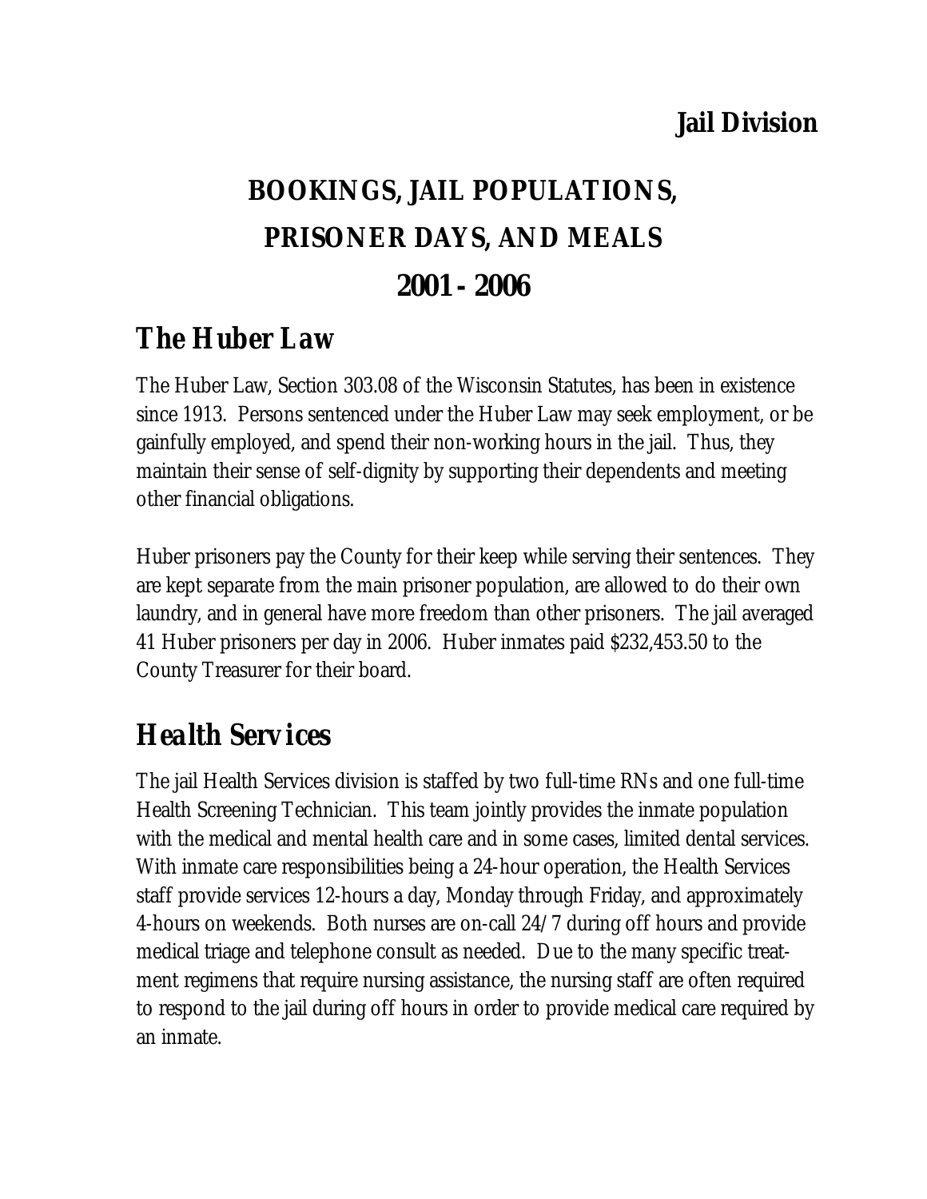**Jail Division**

# BOOKINGS, JAIL POPULATIONS, PRISONER DAYS, AND MEALS 2001 - 2006

## The Huber Law

The Huber Law, Section 303.08 of the Wisconsin Statutes, has been in existence since 1913. Persons sentenced under the Huber Law may seek employment, or be gainfully employed, and spend their non-working hours in the jail. Thus, they maintain their sense of self-dignity by supporting their dependents and meeting other financial obligations.

Huber prisoners pay the County for their keep while serving their sentences. They are kept separate from the main prisoner population, are allowed to do their own laundry, and in general have more freedom than other prisoners. The jail averaged 41 Huber prisoners per day in 2006. Huber inmates paid $232,453.50 to the County Treasurer for their board.

## Health Services

The jail Health Services division is staffed by two full-time RNs and one full-time Health Screening Technician. This team jointly provides the inmate population with the medical and mental health care and in some cases, limited dental services. With inmate care responsibilities being a 24-hour operation, the Health Services staff provide services 12-hours a day, Monday through Friday, and approximately 4-hours on weekends. Both nurses are on-call 24/7 during off hours and provide medical triage and telephone consult as needed. Due to the many specific treatment regimens that require nursing assistance, the nursing staff are often required to respond to the jail during off hours in order to provide medical care required by an inmate.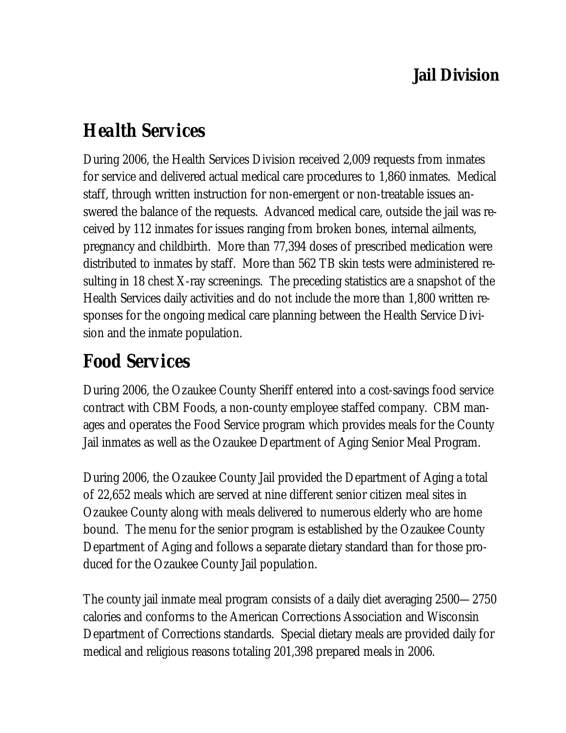## Jail Division

# Health Services

During 2006, the Health Services Division received 2,009 requests from inmates for service and delivered actual medical care procedures to 1,860 inmates. Medical staff, through written instruction for non-emergent or non-treatable issues answered the balance of the requests. Advanced medical care, outside the jail was received by 112 inmates for issues ranging from broken bones, internal ailments, pregnancy and childbirth. More than 77,394 doses of prescribed medication were distributed to inmates by staff. More than 562 TB skin tests were administered resulting in 18 chest X-ray screenings. The preceding statistics are a snapshot of the Health Services daily activities and do not include the more than 1,800 written responses for the ongoing medical care planning between the Health Service Division and the inmate population.

# Food Services

During 2006, the Ozaukee County Sheriff entered into a cost-savings food service contract with CBM Foods, a non-county employee staffed company. CBM manages and operates the Food Service program which provides meals for the County Jail inmates as well as the Ozaukee Department of Aging Senior Meal Program.

During 2006, the Ozaukee County Jail provided the Department of Aging a total of 22,652 meals which are served at nine different senior citizen meal sites in Ozaukee County along with meals delivered to numerous elderly who are home bound. The menu for the senior program is established by the Ozaukee County Department of Aging and follows a separate dietary standard than for those produced for the Ozaukee County Jail population.

The county jail inmate meal program consists of a daily diet averaging 2500—2750 calories and conforms to the American Corrections Association and Wisconsin Department of Corrections standards. Special dietary meals are provided daily for medical and religious reasons totaling 201,398 prepared meals in 2006.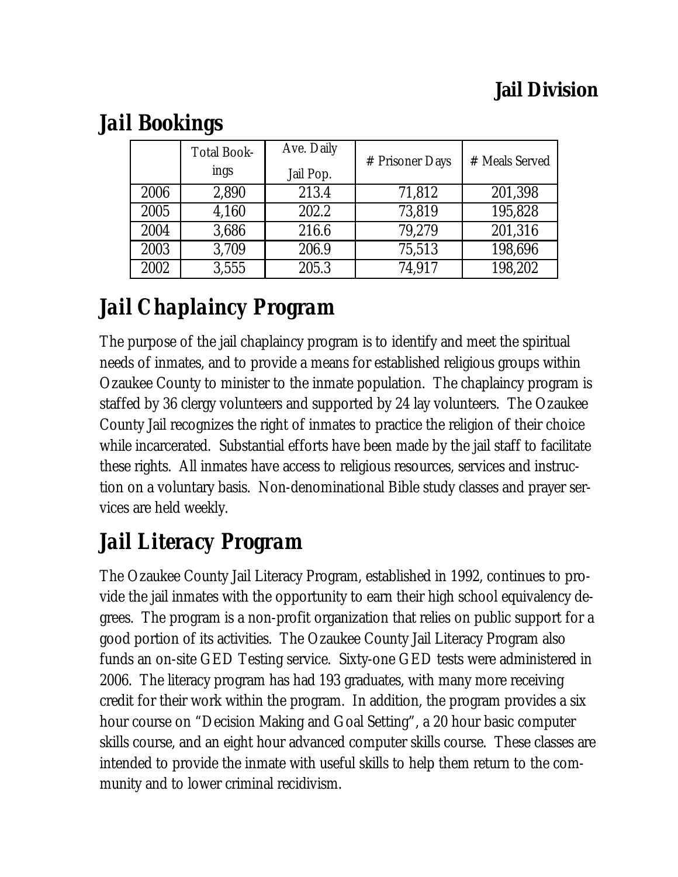# Jail Division

## Jail Bookings

| | Total Bookings | Ave. Daily Jail Pop. | # Prisoner Days | # Meals Served |
|---|---|---|---|---|
| 2006 | 2,890 | 213.4 | 71,812 | 201,398 |
| 2005 | 4,160 | 202.2 | 73,819 | 195,828 |
| 2004 | 3,686 | 216.6 | 79,279 | 201,316 |
| 2003 | 3,709 | 206.9 | 75,513 | 198,696 |
| 2002 | 3,555 | 205.3 | 74,917 | 198,202 |

## Jail Chaplaincy Program

The purpose of the jail chaplaincy program is to identify and meet the spiritual needs of inmates, and to provide a means for established religious groups within Ozaukee County to minister to the inmate population. The chaplaincy program is staffed by 36 clergy volunteers and supported by 24 lay volunteers. The Ozaukee County Jail recognizes the right of inmates to practice the religion of their choice while incarcerated. Substantial efforts have been made by the jail staff to facilitate these rights. All inmates have access to religious resources, services and instruction on a voluntary basis. Non-denominational Bible study classes and prayer services are held weekly.

## Jail Literacy Program

The Ozaukee County Jail Literacy Program, established in 1992, continues to provide the jail inmates with the opportunity to earn their high school equivalency degrees. The program is a non-profit organization that relies on public support for a good portion of its activities. The Ozaukee County Jail Literacy Program also funds an on-site GED Testing service. Sixty-one GED tests were administered in 2006. The literacy program has had 193 graduates, with many more receiving credit for their work within the program. In addition, the program provides a six hour course on "Decision Making and Goal Setting", a 20 hour basic computer skills course, and an eight hour advanced computer skills course. These classes are intended to provide the inmate with useful skills to help them return to the community and to lower criminal recidivism.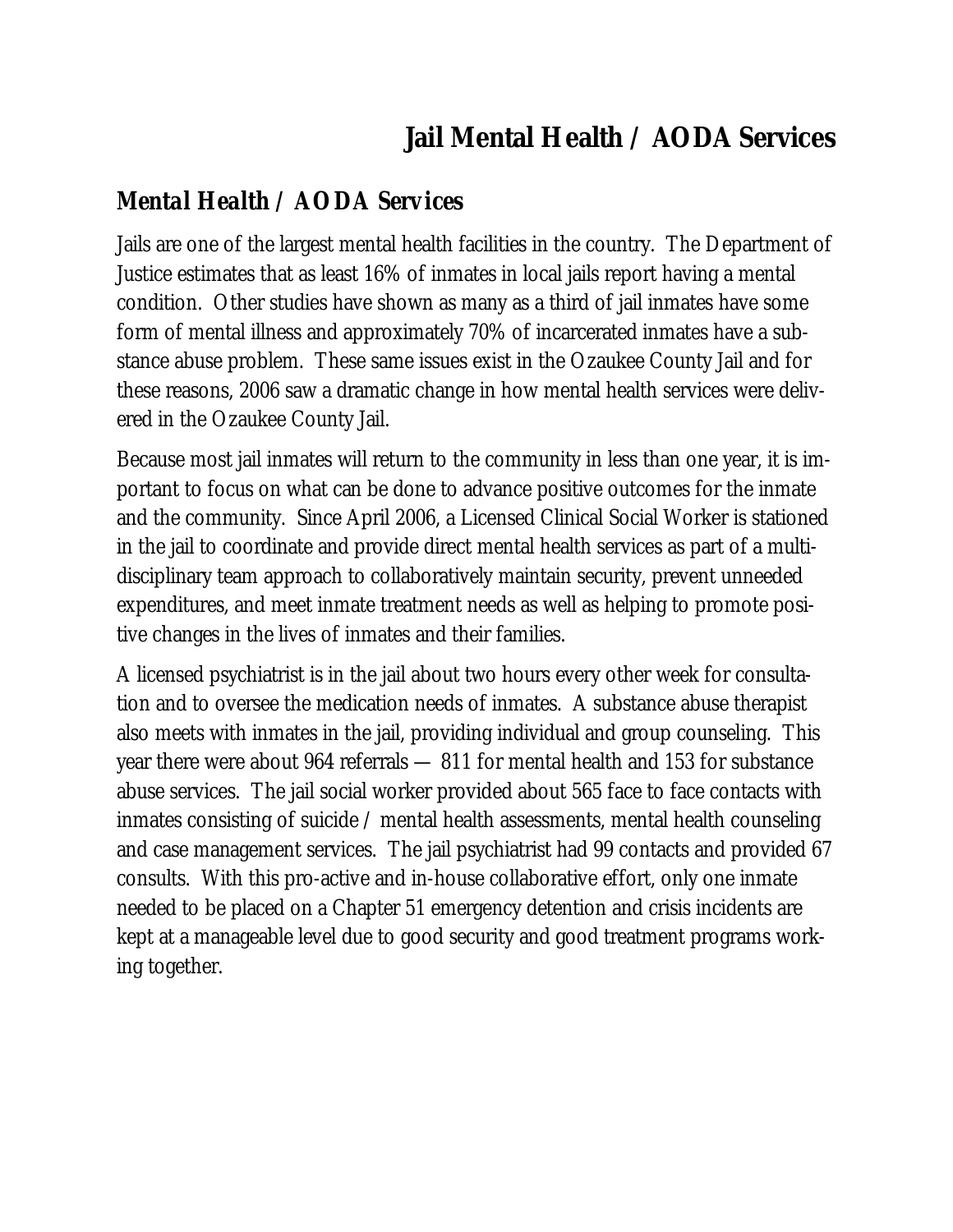# Jail Mental Health / AODA Services

## *Mental Health / AODA Services*

Jails are one of the largest mental health facilities in the country. The Department of Justice estimates that as least 16% of inmates in local jails report having a mental condition. Other studies have shown as many as a third of jail inmates have some form of mental illness and approximately 70% of incarcerated inmates have a substance abuse problem. These same issues exist in the Ozaukee County Jail and for these reasons, 2006 saw a dramatic change in how mental health services were delivered in the Ozaukee County Jail.

Because most jail inmates will return to the community in less than one year, it is important to focus on what can be done to advance positive outcomes for the inmate and the community. Since April 2006, a Licensed Clinical Social Worker is stationed in the jail to coordinate and provide direct mental health services as part of a multidisciplinary team approach to collaboratively maintain security, prevent unneeded expenditures, and meet inmate treatment needs as well as helping to promote positive changes in the lives of inmates and their families.

A licensed psychiatrist is in the jail about two hours every other week for consultation and to oversee the medication needs of inmates. A substance abuse therapist also meets with inmates in the jail, providing individual and group counseling. This year there were about 964 referrals — 811 for mental health and 153 for substance abuse services. The jail social worker provided about 565 face to face contacts with inmates consisting of suicide / mental health assessments, mental health counseling and case management services. The jail psychiatrist had 99 contacts and provided 67 consults. With this pro-active and in-house collaborative effort, only one inmate needed to be placed on a Chapter 51 emergency detention and crisis incidents are kept at a manageable level due to good security and good treatment programs working together.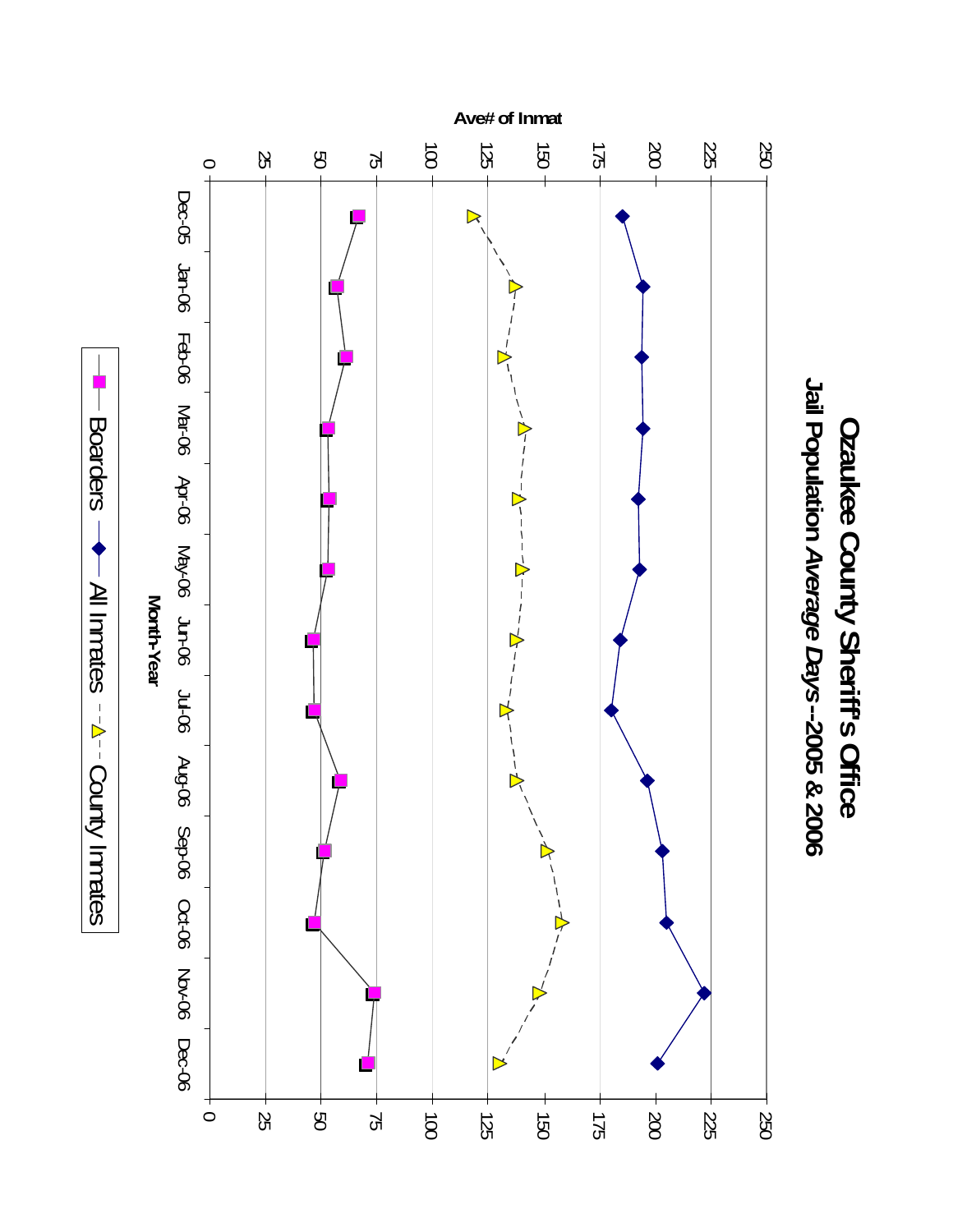# Ozaukee County Sheriff's Office

## Jail Population *Average Days*--2005 & 2006

Ave# of Inmat

Month-Year

Dec-05, Jan-06, Feb-06, Mar-06, Apr-06, May-06, Jun-06, Jul-06, Aug-06, Sep-06, Oct-06, Nov-06, Dec-06

0, 25, 50, 75, 100, 125, 150, 175, 200, 225, 250

Boarders — All Inmates — County Inmates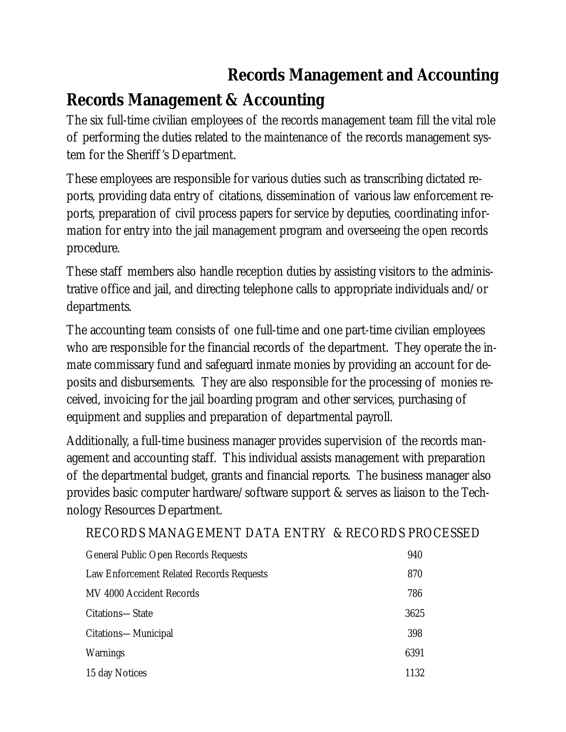## Records Management & Accounting

The six full-time civilian employees of the records management team fill the vital role of performing the duties related to the maintenance of the records management system for the Sheriff's Department.

These employees are responsible for various duties such as transcribing dictated reports, providing data entry of citations, dissemination of various law enforcement reports, preparation of civil process papers for service by deputies, coordinating information for entry into the jail management program and overseeing the open records procedure.

These staff members also handle reception duties by assisting visitors to the administrative office and jail, and directing telephone calls to appropriate individuals and/or departments.

The accounting team consists of one full-time and one part-time civilian employees who are responsible for the financial records of the department. They operate the inmate commissary fund and safeguard inmate monies by providing an account for deposits and disbursements. They are also responsible for the processing of monies received, invoicing for the jail boarding program and other services, purchasing of equipment and supplies and preparation of departmental payroll.

Additionally, a full-time business manager provides supervision of the records management and accounting staff. This individual assists management with preparation of the departmental budget, grants and financial reports. The business manager also provides basic computer hardware/software support & serves as liaison to the Technology Resources Department.

| RECORDS MANAGEMENT DATA ENTRY & RECORDS PROCESSED | |
|---|---|
| General Public Open Records Requests | 940 |
| Law Enforcement Related Records Requests | 870 |
| MV 4000 Accident Records | 786 |
| Citations—State | 3625 |
| Citations—Municipal | 398 |
| Warnings | 6391 |
| 15 day Notices | 1132 |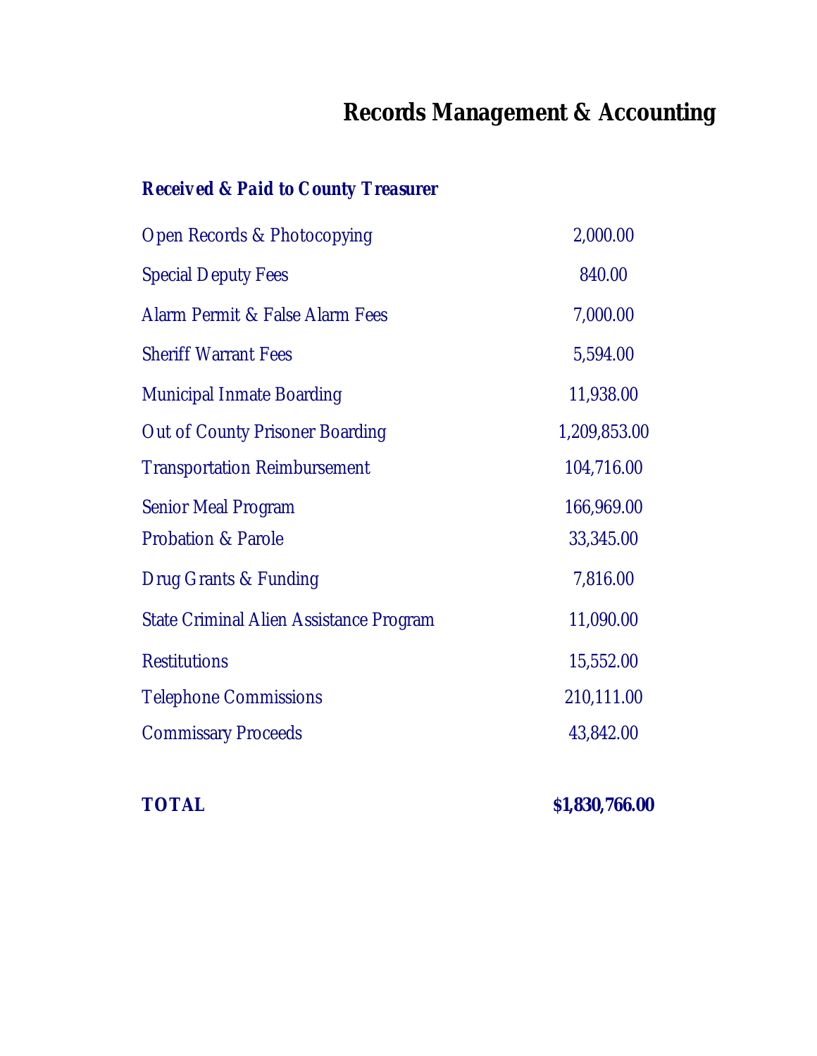# Records Management & Accounting

***Received & Paid to County Treasurer***

| | |
|---|---|
| Open Records & Photocopying | 2,000.00 |
| Special Deputy Fees | 840.00 |
| Alarm Permit & False Alarm Fees | 7,000.00 |
| Sheriff Warrant Fees | 5,594.00 |
| Municipal Inmate Boarding | 11,938.00 |
| Out of County Prisoner Boarding | 1,209,853.00 |
| Transportation Reimbursement | 104,716.00 |
| Senior Meal Program | 166,969.00 |
| Probation & Parole | 33,345.00 |
| Drug Grants & Funding | 7,816.00 |
| State Criminal Alien Assistance Program | 11,090.00 |
| Restitutions | 15,552.00 |
| Telephone Commissions | 210,111.00 |
| Commissary Proceeds | 43,842.00 |
| **TOTAL** | **$1,830,766.00** |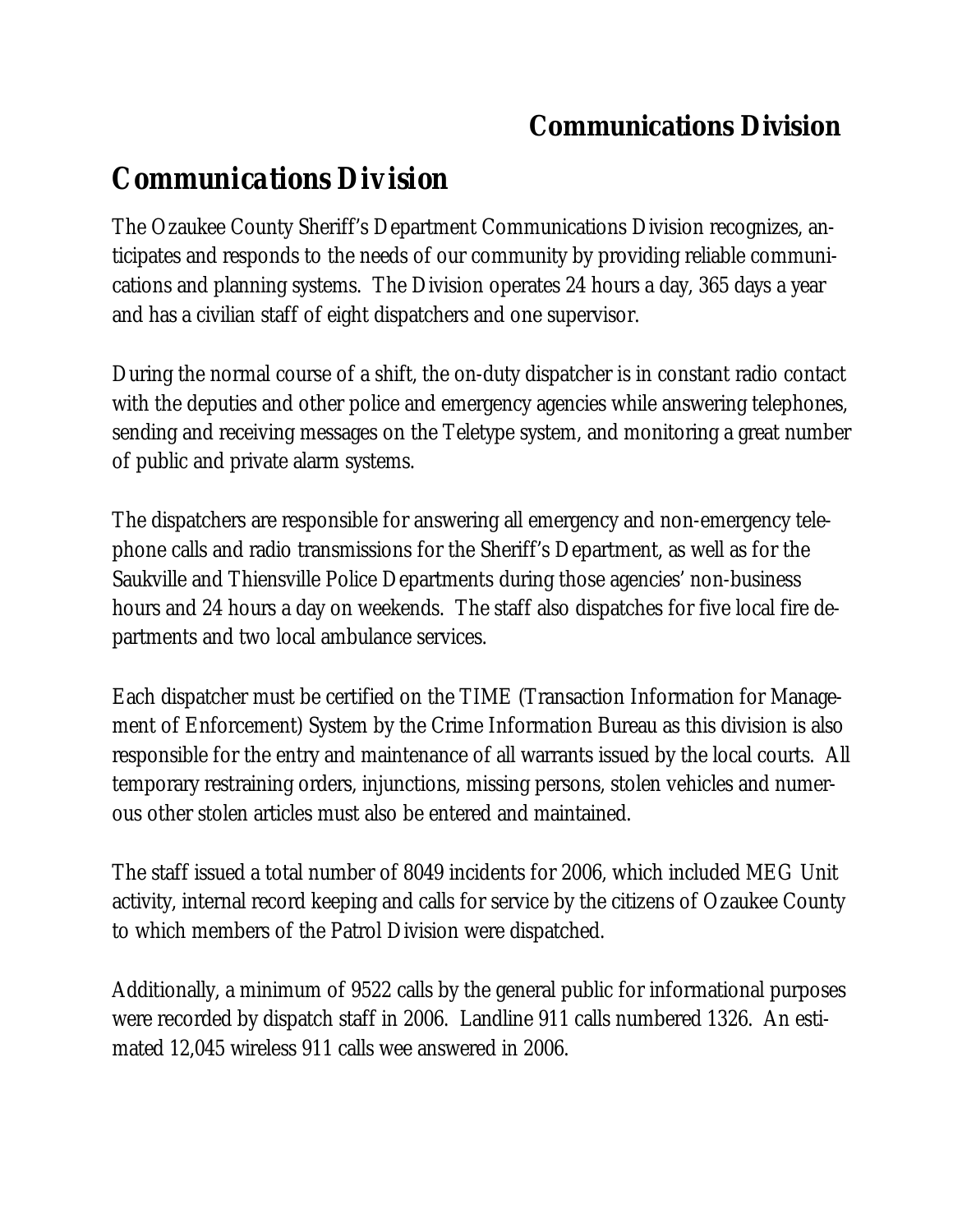## Communications Division

The Ozaukee County Sheriff's Department Communications Division recognizes, anticipates and responds to the needs of our community by providing reliable communications and planning systems. The Division operates 24 hours a day, 365 days a year and has a civilian staff of eight dispatchers and one supervisor.

During the normal course of a shift, the on-duty dispatcher is in constant radio contact with the deputies and other police and emergency agencies while answering telephones, sending and receiving messages on the Teletype system, and monitoring a great number of public and private alarm systems.

The dispatchers are responsible for answering all emergency and non-emergency telephone calls and radio transmissions for the Sheriff's Department, as well as for the Saukville and Thiensville Police Departments during those agencies' non-business hours and 24 hours a day on weekends. The staff also dispatches for five local fire departments and two local ambulance services.

Each dispatcher must be certified on the TIME (Transaction Information for Management of Enforcement) System by the Crime Information Bureau as this division is also responsible for the entry and maintenance of all warrants issued by the local courts. All temporary restraining orders, injunctions, missing persons, stolen vehicles and numerous other stolen articles must also be entered and maintained.

The staff issued a total number of 8049 incidents for 2006, which included MEG Unit activity, internal record keeping and calls for service by the citizens of Ozaukee County to which members of the Patrol Division were dispatched.

Additionally, a minimum of 9522 calls by the general public for informational purposes were recorded by dispatch staff in 2006. Landline 911 calls numbered 1326. An estimated 12,045 wireless 911 calls wee answered in 2006.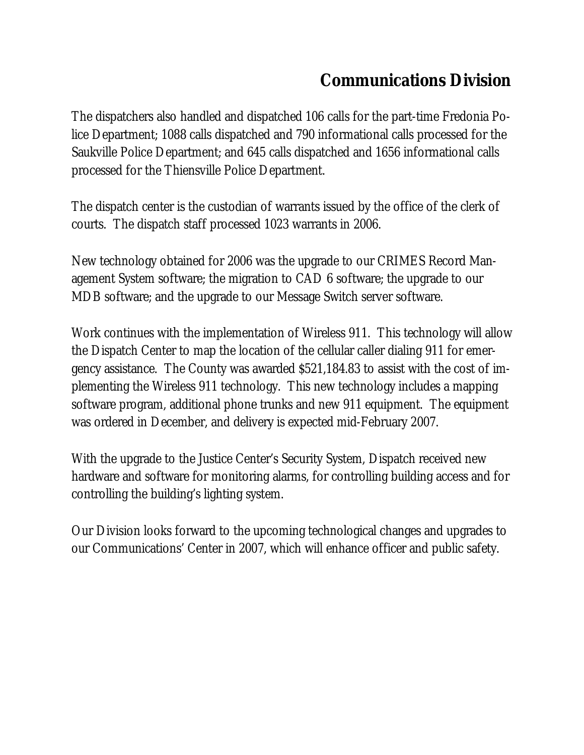## Communications Division

The dispatchers also handled and dispatched 106 calls for the part-time Fredonia Police Department; 1088 calls dispatched and 790 informational calls processed for the Saukville Police Department; and 645 calls dispatched and 1656 informational calls processed for the Thiensville Police Department.

The dispatch center is the custodian of warrants issued by the office of the clerk of courts. The dispatch staff processed 1023 warrants in 2006.

New technology obtained for 2006 was the upgrade to our CRIMES Record Management System software; the migration to CAD 6 software; the upgrade to our MDB software; and the upgrade to our Message Switch server software.

Work continues with the implementation of Wireless 911. This technology will allow the Dispatch Center to map the location of the cellular caller dialing 911 for emergency assistance. The County was awarded $521,184.83 to assist with the cost of implementing the Wireless 911 technology. This new technology includes a mapping software program, additional phone trunks and new 911 equipment. The equipment was ordered in December, and delivery is expected mid-February 2007.

With the upgrade to the Justice Center's Security System, Dispatch received new hardware and software for monitoring alarms, for controlling building access and for controlling the building's lighting system.

Our Division looks forward to the upcoming technological changes and upgrades to our Communications' Center in 2007, which will enhance officer and public safety.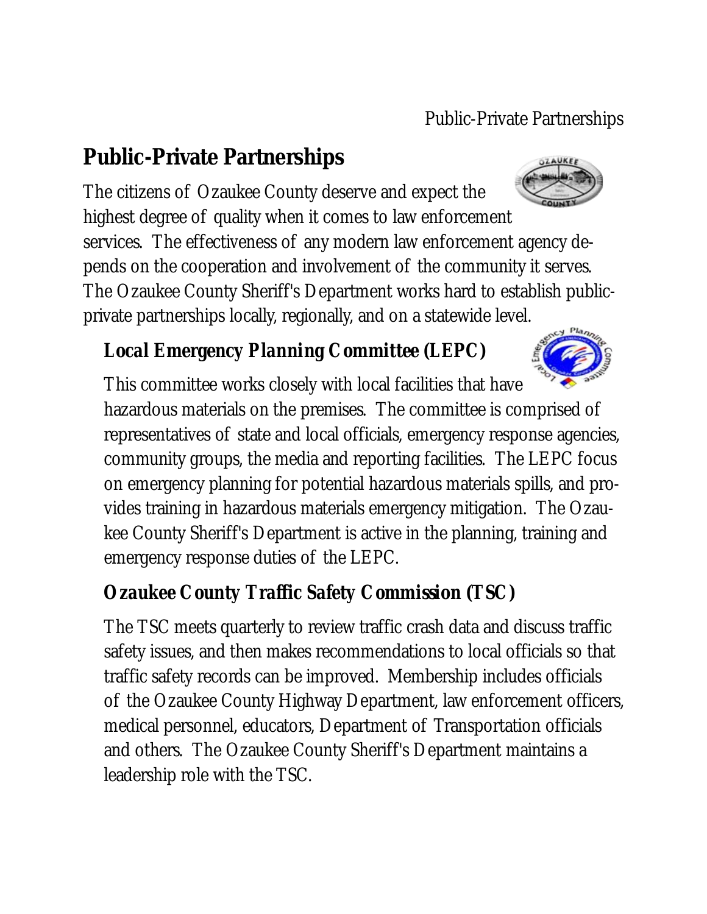# Public-Private Partnerships

The citizens of Ozaukee County deserve and expect the highest degree of quality when it comes to law enforcement services. The effectiveness of any modern law enforcement agency depends on the cooperation and involvement of the community it serves. The Ozaukee County Sheriff's Department works hard to establish public-private partnerships locally, regionally, and on a statewide level.

## *Local Emergency Planning Committee (LEPC)*

This committee works closely with local facilities that have hazardous materials on the premises. The committee is comprised of representatives of state and local officials, emergency response agencies, community groups, the media and reporting facilities. The LEPC focus on emergency planning for potential hazardous materials spills, and provides training in hazardous materials emergency mitigation. The Ozaukee County Sheriff's Department is active in the planning, training and emergency response duties of the LEPC.

## *Ozaukee County Traffic Safety Commission (TSC)*

The TSC meets quarterly to review traffic crash data and discuss traffic safety issues, and then makes recommendations to local officials so that traffic safety records can be improved. Membership includes officials of the Ozaukee County Highway Department, law enforcement officers, medical personnel, educators, Department of Transportation officials and others. The Ozaukee County Sheriff's Department maintains a leadership role with the TSC.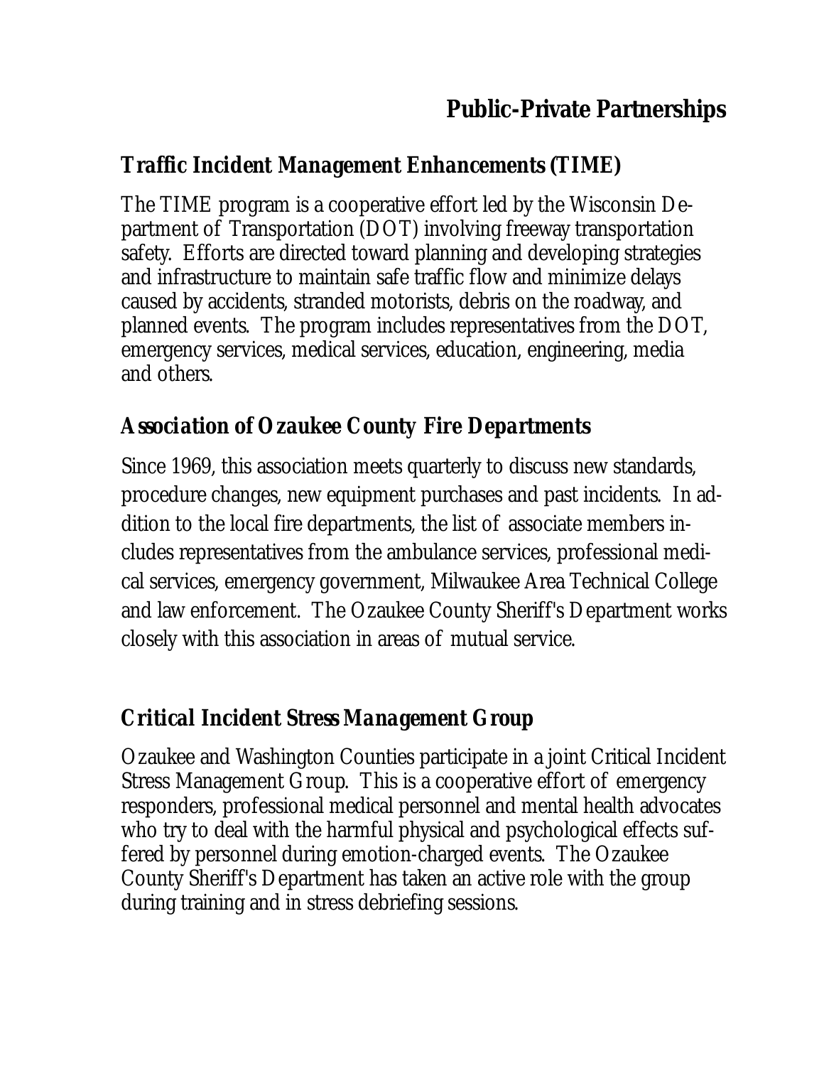# Public-Private Partnerships

## *Traffic Incident Management Enhancements (TIME)*

The TIME program is a cooperative effort led by the Wisconsin Department of Transportation (DOT) involving freeway transportation safety. Efforts are directed toward planning and developing strategies and infrastructure to maintain safe traffic flow and minimize delays caused by accidents, stranded motorists, debris on the roadway, and planned events. The program includes representatives from the DOT, emergency services, medical services, education, engineering, media and others.

## *Association of Ozaukee County Fire Departments*

Since 1969, this association meets quarterly to discuss new standards, procedure changes, new equipment purchases and past incidents. In addition to the local fire departments, the list of associate members includes representatives from the ambulance services, professional medical services, emergency government, Milwaukee Area Technical College and law enforcement. The Ozaukee County Sheriff's Department works closely with this association in areas of mutual service.

## *Critical Incident Stress Management Group*

Ozaukee and Washington Counties participate in a joint Critical Incident Stress Management Group. This is a cooperative effort of emergency responders, professional medical personnel and mental health advocates who try to deal with the harmful physical and psychological effects suffered by personnel during emotion-charged events. The Ozaukee County Sheriff's Department has taken an active role with the group during training and in stress debriefing sessions.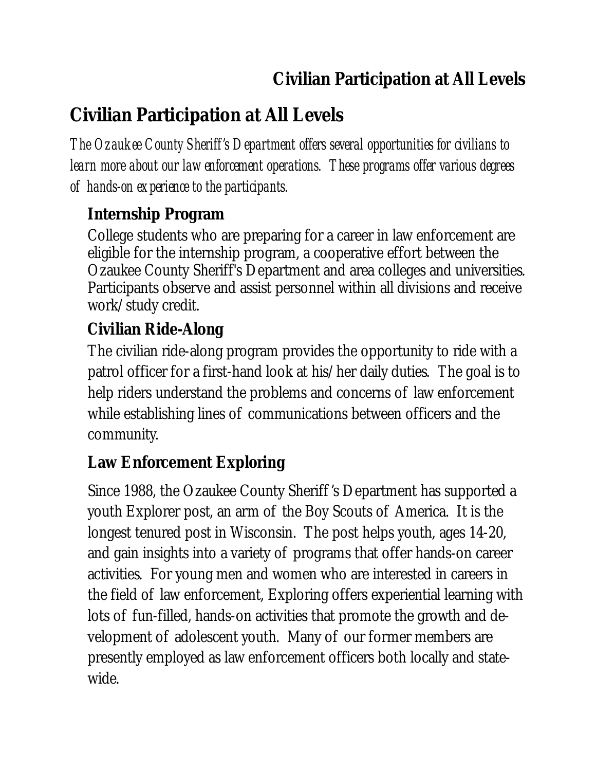## Civilian Participation at All Levels

*The Ozaukee County Sheriff's Department offers several opportunities for civilians to learn more about our law enforcement operations. These programs offer various degrees of hands-on experience to the participants.*

### Internship Program

College students who are preparing for a career in law enforcement are eligible for the internship program, a cooperative effort between the Ozaukee County Sheriff's Department and area colleges and universities. Participants observe and assist personnel within all divisions and receive work/study credit.

### Civilian Ride-Along

The civilian ride-along program provides the opportunity to ride with a patrol officer for a first-hand look at his/her daily duties. The goal is to help riders understand the problems and concerns of law enforcement while establishing lines of communications between officers and the community.

### Law Enforcement Exploring

Since 1988, the Ozaukee County Sheriff's Department has supported a youth Explorer post, an arm of the Boy Scouts of America. It is the longest tenured post in Wisconsin. The post helps youth, ages 14-20, and gain insights into a variety of programs that offer hands-on career activities. For young men and women who are interested in careers in the field of law enforcement, Exploring offers experiential learning with lots of fun-filled, hands-on activities that promote the growth and development of adolescent youth. Many of our former members are presently employed as law enforcement officers both locally and statewide.